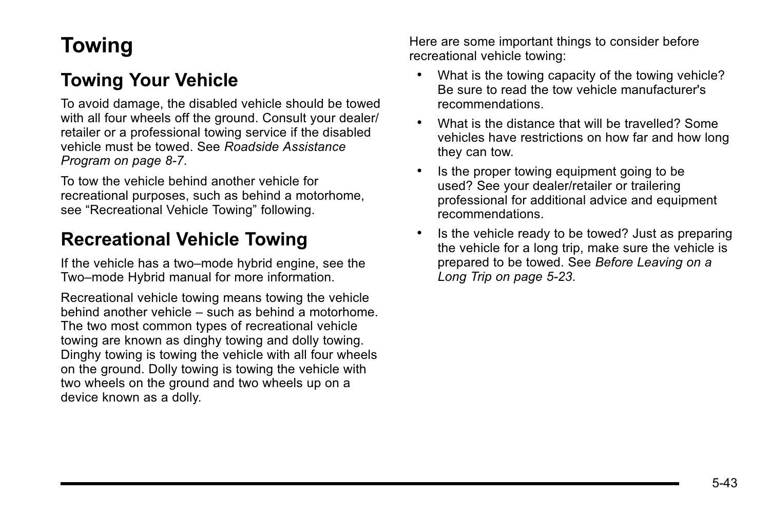# Towing

## Towing Your Vehicle

To avoid damage, the disabled vehicle should be towed with all four wheels off the ground. Consult your dealer/retailer or a professional towing service if the disabled vehicle must be towed. See *Roadside Assistance Program on page 8-7*.

To tow the vehicle behind another vehicle for recreational purposes, such as behind a motorhome, see “Recreational Vehicle Towing” following.

## Recreational Vehicle Towing

If the vehicle has a two–mode hybrid engine, see the Two–mode Hybrid manual for more information.

Recreational vehicle towing means towing the vehicle behind another vehicle – such as behind a motorhome. The two most common types of recreational vehicle towing are known as dinghy towing and dolly towing. Dinghy towing is towing the vehicle with all four wheels on the ground. Dolly towing is towing the vehicle with two wheels on the ground and two wheels up on a device known as a dolly.

Here are some important things to consider before recreational vehicle towing:

- What is the towing capacity of the towing vehicle? Be sure to read the tow vehicle manufacturer's recommendations.
- What is the distance that will be travelled? Some vehicles have restrictions on how far and how long they can tow.
- Is the proper towing equipment going to be used? See your dealer/retailer or trailering professional for additional advice and equipment recommendations.
- Is the vehicle ready to be towed? Just as preparing the vehicle for a long trip, make sure the vehicle is prepared to be towed. See *Before Leaving on a Long Trip on page 5-23*.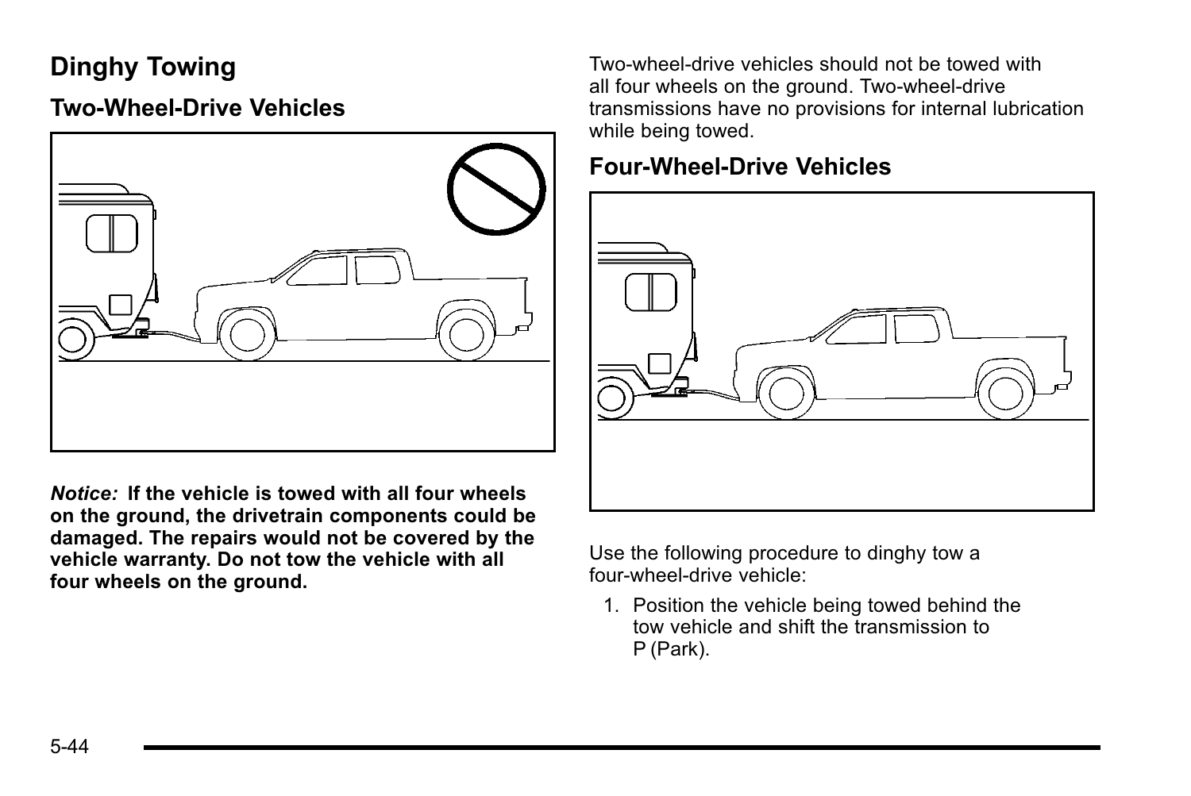# Dinghy Towing

## Two-Wheel-Drive Vehicles

***Notice:*** **If the vehicle is towed with all four wheels on the ground, the drivetrain components could be damaged. The repairs would not be covered by the vehicle warranty. Do not tow the vehicle with all four wheels on the ground.**

Two-wheel-drive vehicles should not be towed with all four wheels on the ground. Two-wheel-drive transmissions have no provisions for internal lubrication while being towed.

## Four-Wheel-Drive Vehicles

Use the following procedure to dinghy tow a four-wheel-drive vehicle:

1. Position the vehicle being towed behind the tow vehicle and shift the transmission to P (Park).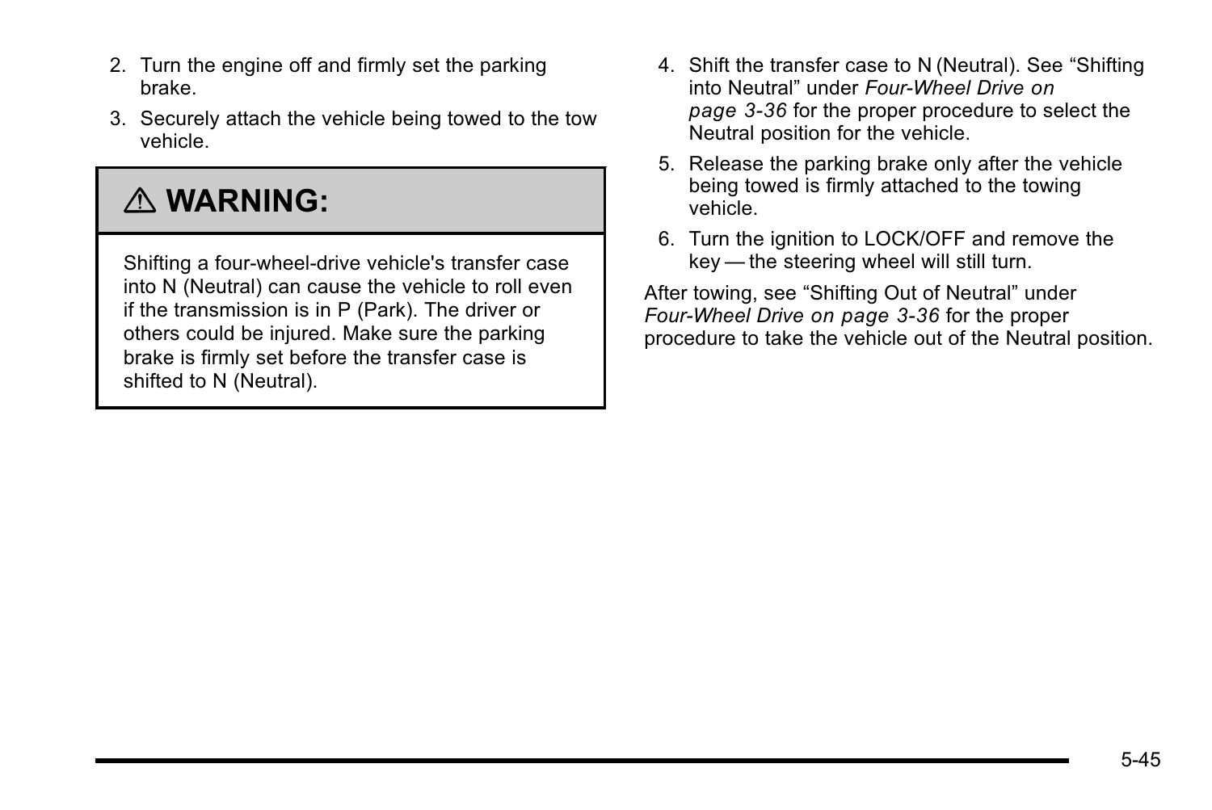2. Turn the engine off and firmly set the parking brake.
3. Securely attach the vehicle being towed to the tow vehicle.

> **⚠ WARNING:**
>
> Shifting a four-wheel-drive vehicle's transfer case into N (Neutral) can cause the vehicle to roll even if the transmission is in P (Park). The driver or others could be injured. Make sure the parking brake is firmly set before the transfer case is shifted to N (Neutral).

4. Shift the transfer case to N (Neutral). See “Shifting into Neutral” under *Four-Wheel Drive on page 3-36* for the proper procedure to select the Neutral position for the vehicle.
5. Release the parking brake only after the vehicle being towed is firmly attached to the towing vehicle.
6. Turn the ignition to LOCK/OFF and remove the key — the steering wheel will still turn.

After towing, see “Shifting Out of Neutral” under *Four-Wheel Drive on page 3-36* for the proper procedure to take the vehicle out of the Neutral position.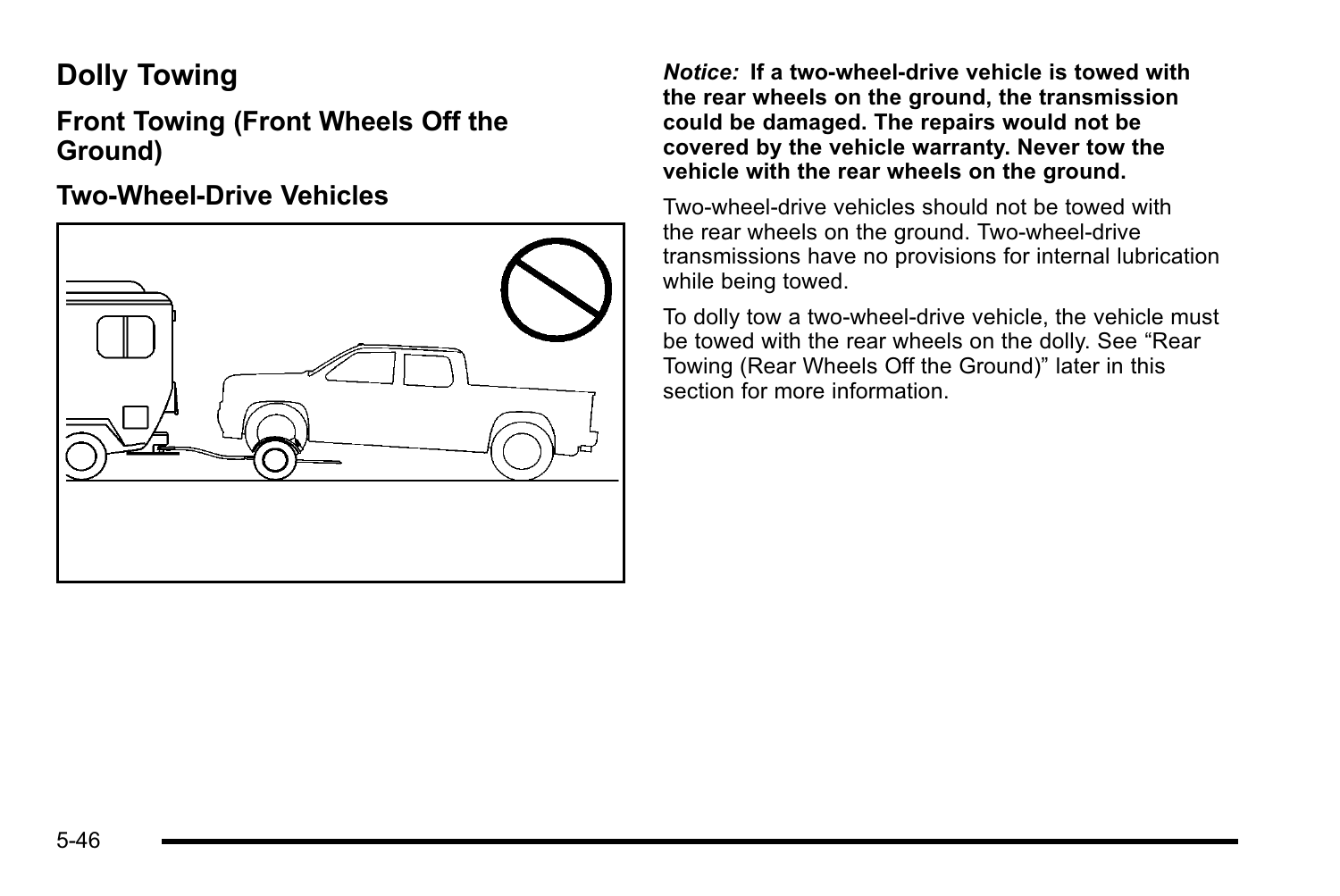## Dolly Towing

### Front Towing (Front Wheels Off the Ground)

### Two-Wheel-Drive Vehicles

***Notice:*** **If a two-wheel-drive vehicle is towed with the rear wheels on the ground, the transmission could be damaged. The repairs would not be covered by the vehicle warranty. Never tow the vehicle with the rear wheels on the ground.**

Two-wheel-drive vehicles should not be towed with the rear wheels on the ground. Two-wheel-drive transmissions have no provisions for internal lubrication while being towed.

To dolly tow a two-wheel-drive vehicle, the vehicle must be towed with the rear wheels on the dolly. See "Rear Towing (Rear Wheels Off the Ground)" later in this section for more information.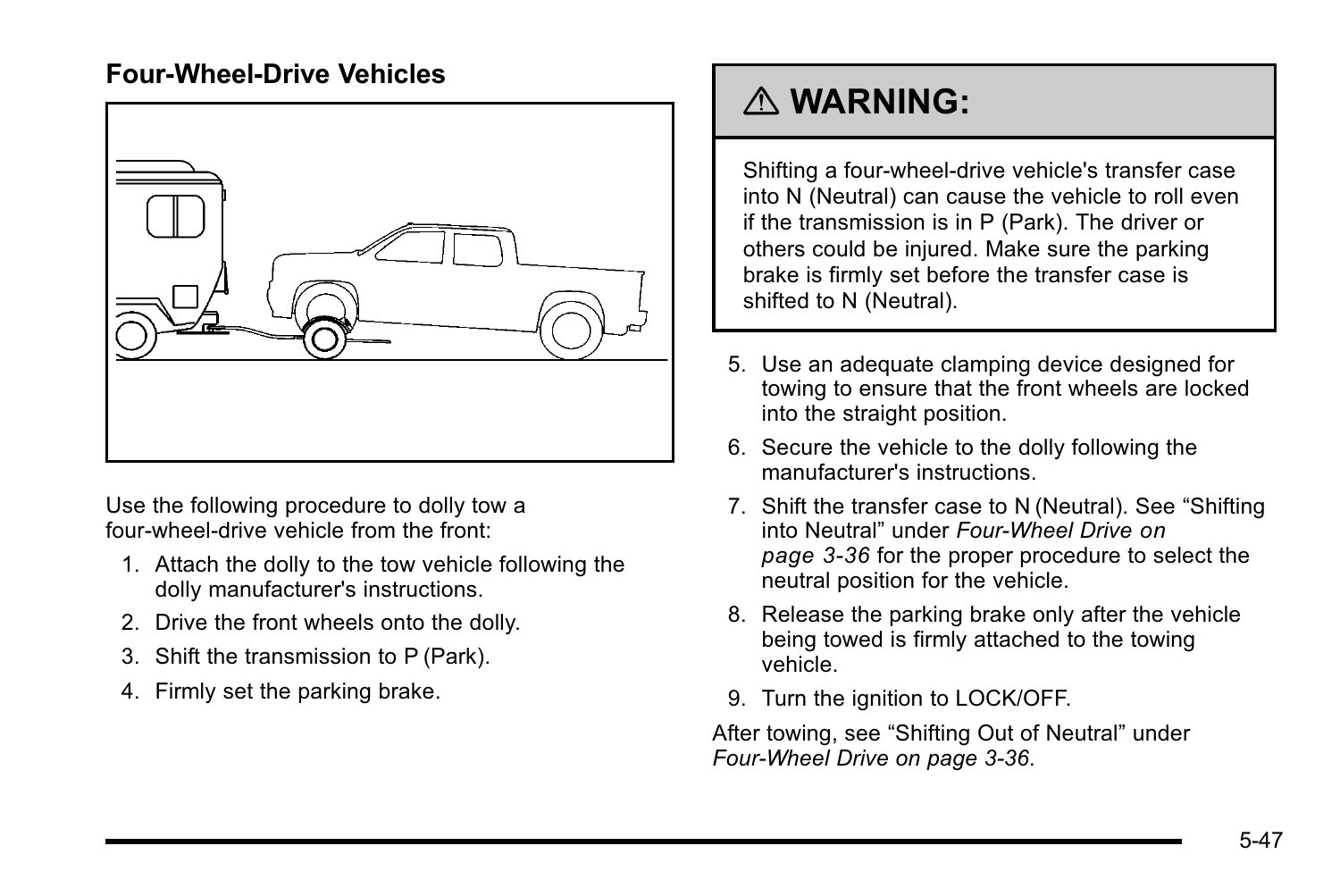### Four-Wheel-Drive Vehicles

Use the following procedure to dolly tow a four-wheel-drive vehicle from the front:

1. Attach the dolly to the tow vehicle following the dolly manufacturer's instructions.
2. Drive the front wheels onto the dolly.
3. Shift the transmission to P (Park).
4. Firmly set the parking brake.

> **⚠ WARNING:**
>
> Shifting a four-wheel-drive vehicle's transfer case into N (Neutral) can cause the vehicle to roll even if the transmission is in P (Park). The driver or others could be injured. Make sure the parking brake is firmly set before the transfer case is shifted to N (Neutral).

5. Use an adequate clamping device designed for towing to ensure that the front wheels are locked into the straight position.
6. Secure the vehicle to the dolly following the manufacturer's instructions.
7. Shift the transfer case to N (Neutral). See "Shifting into Neutral" under *Four-Wheel Drive on page 3-36* for the proper procedure to select the neutral position for the vehicle.
8. Release the parking brake only after the vehicle being towed is firmly attached to the towing vehicle.
9. Turn the ignition to LOCK/OFF.

After towing, see "Shifting Out of Neutral" under *Four-Wheel Drive on page 3-36*.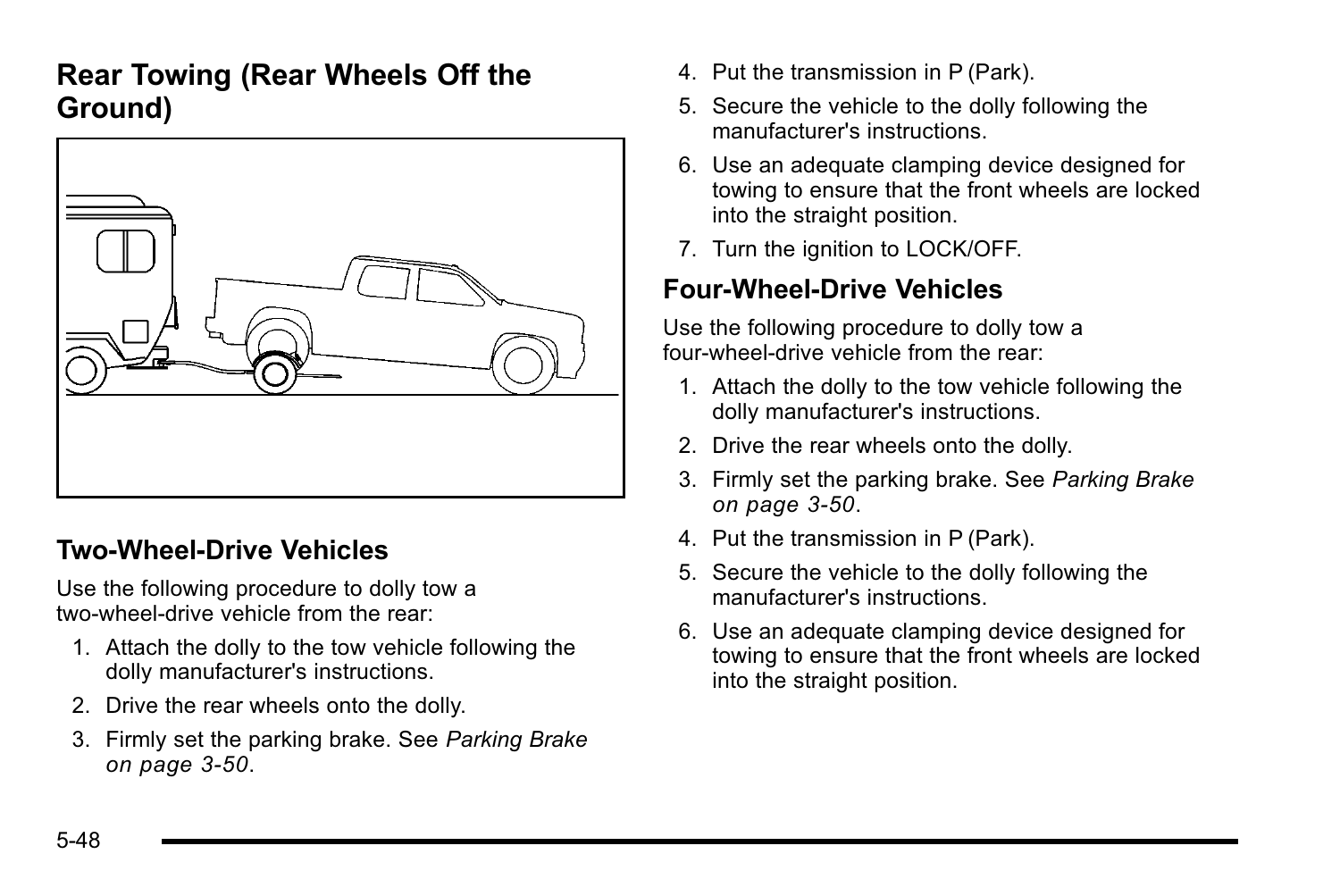## Rear Towing (Rear Wheels Off the Ground)

### Two-Wheel-Drive Vehicles

Use the following procedure to dolly tow a two-wheel-drive vehicle from the rear:

1. Attach the dolly to the tow vehicle following the dolly manufacturer's instructions.
2. Drive the rear wheels onto the dolly.
3. Firmly set the parking brake. See *Parking Brake on page 3-50*.
4. Put the transmission in P (Park).
5. Secure the vehicle to the dolly following the manufacturer's instructions.
6. Use an adequate clamping device designed for towing to ensure that the front wheels are locked into the straight position.
7. Turn the ignition to LOCK/OFF.

### Four-Wheel-Drive Vehicles

Use the following procedure to dolly tow a four-wheel-drive vehicle from the rear:

1. Attach the dolly to the tow vehicle following the dolly manufacturer's instructions.
2. Drive the rear wheels onto the dolly.
3. Firmly set the parking brake. See *Parking Brake on page 3-50*.
4. Put the transmission in P (Park).
5. Secure the vehicle to the dolly following the manufacturer's instructions.
6. Use an adequate clamping device designed for towing to ensure that the front wheels are locked into the straight position.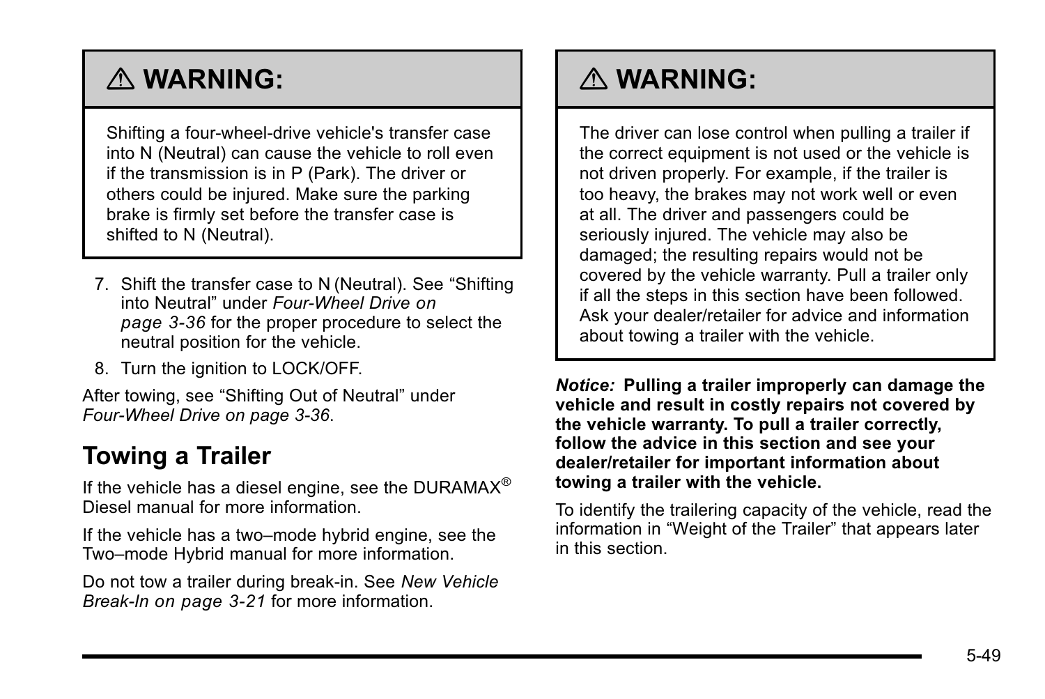> **⚠ WARNING:**
>
> Shifting a four-wheel-drive vehicle's transfer case into N (Neutral) can cause the vehicle to roll even if the transmission is in P (Park). The driver or others could be injured. Make sure the parking brake is firmly set before the transfer case is shifted to N (Neutral).

7. Shift the transfer case to N (Neutral). See “Shifting into Neutral” under *Four-Wheel Drive on page 3-36* for the proper procedure to select the neutral position for the vehicle.
8. Turn the ignition to LOCK/OFF.

After towing, see “Shifting Out of Neutral” under *Four-Wheel Drive on page 3-36.*

## Towing a Trailer

If the vehicle has a diesel engine, see the DURAMAX® Diesel manual for more information.

If the vehicle has a two–mode hybrid engine, see the Two–mode Hybrid manual for more information.

Do not tow a trailer during break-in. See *New Vehicle Break-In on page 3-21* for more information.

> **⚠ WARNING:**
>
> The driver can lose control when pulling a trailer if the correct equipment is not used or the vehicle is not driven properly. For example, if the trailer is too heavy, the brakes may not work well or even at all. The driver and passengers could be seriously injured. The vehicle may also be damaged; the resulting repairs would not be covered by the vehicle warranty. Pull a trailer only if all the steps in this section have been followed. Ask your dealer/retailer for advice and information about towing a trailer with the vehicle.

***Notice:*** **Pulling a trailer improperly can damage the vehicle and result in costly repairs not covered by the vehicle warranty. To pull a trailer correctly, follow the advice in this section and see your dealer/retailer for important information about towing a trailer with the vehicle.**

To identify the trailering capacity of the vehicle, read the information in “Weight of the Trailer” that appears later in this section.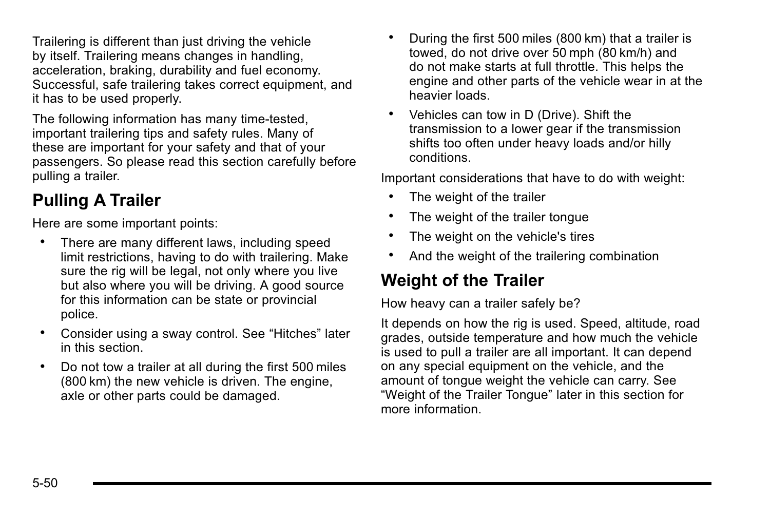Trailering is different than just driving the vehicle by itself. Trailering means changes in handling, acceleration, braking, durability and fuel economy. Successful, safe trailering takes correct equipment, and it has to be used properly.

The following information has many time-tested, important trailering tips and safety rules. Many of these are important for your safety and that of your passengers. So please read this section carefully before pulling a trailer.

## Pulling A Trailer

Here are some important points:

- There are many different laws, including speed limit restrictions, having to do with trailering. Make sure the rig will be legal, not only where you live but also where you will be driving. A good source for this information can be state or provincial police.
- Consider using a sway control. See “Hitches” later in this section.
- Do not tow a trailer at all during the first 500 miles (800 km) the new vehicle is driven. The engine, axle or other parts could be damaged.
- During the first 500 miles (800 km) that a trailer is towed, do not drive over 50 mph (80 km/h) and do not make starts at full throttle. This helps the engine and other parts of the vehicle wear in at the heavier loads.
- Vehicles can tow in D (Drive). Shift the transmission to a lower gear if the transmission shifts too often under heavy loads and/or hilly conditions.

Important considerations that have to do with weight:

- The weight of the trailer
- The weight of the trailer tongue
- The weight on the vehicle's tires
- And the weight of the trailering combination

## Weight of the Trailer

How heavy can a trailer safely be?

It depends on how the rig is used. Speed, altitude, road grades, outside temperature and how much the vehicle is used to pull a trailer are all important. It can depend on any special equipment on the vehicle, and the amount of tongue weight the vehicle can carry. See “Weight of the Trailer Tongue” later in this section for more information.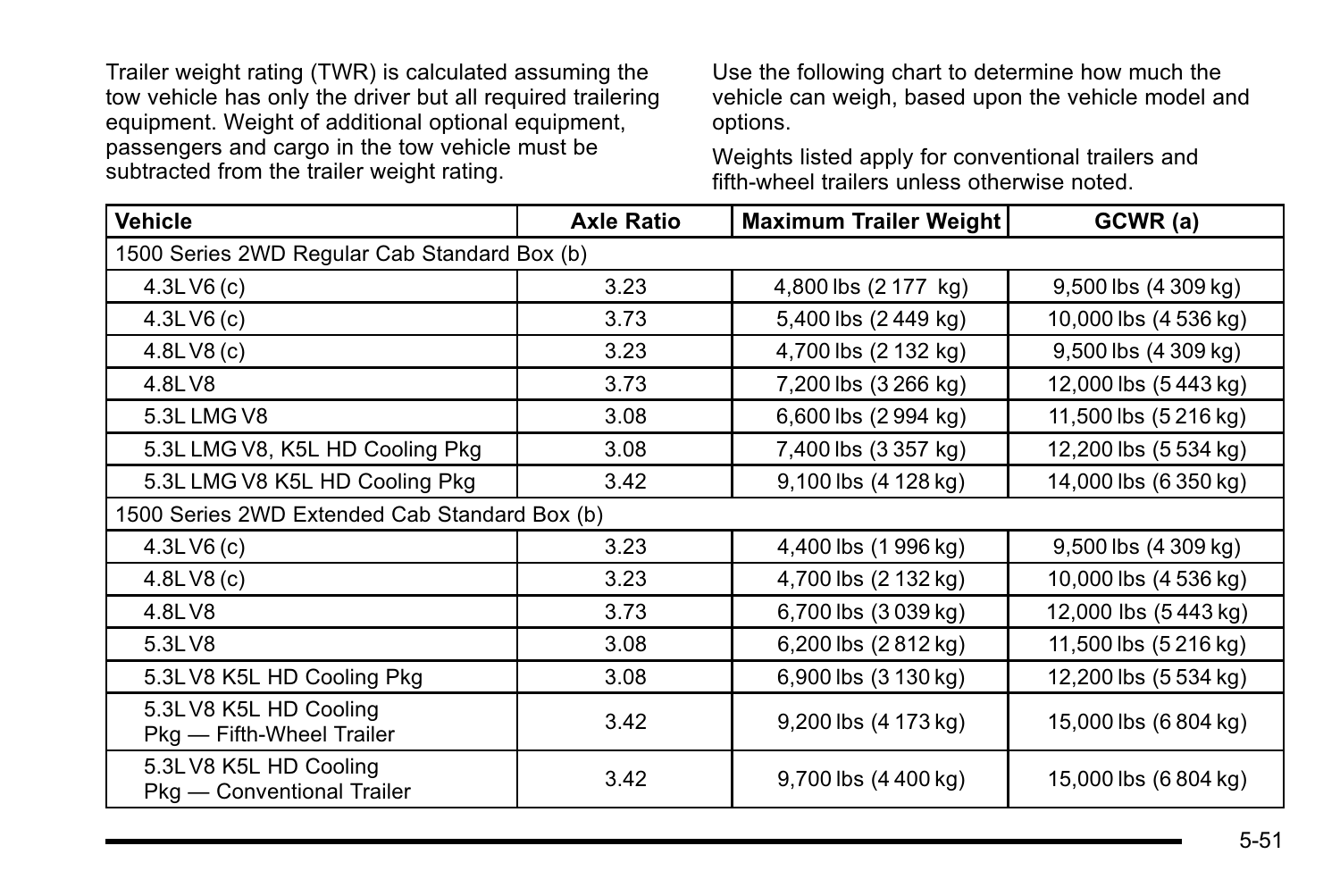Trailer weight rating (TWR) is calculated assuming the tow vehicle has only the driver but all required trailering equipment. Weight of additional optional equipment, passengers and cargo in the tow vehicle must be subtracted from the trailer weight rating.

Use the following chart to determine how much the vehicle can weigh, based upon the vehicle model and options.

Weights listed apply for conventional trailers and fifth-wheel trailers unless otherwise noted.

| Vehicle | Axle Ratio | Maximum Trailer Weight | GCWR (a) |
|---|---|---|---|
| 1500 Series 2WD Regular Cab Standard Box (b) | | | |
| 4.3L V6 (c) | 3.23 | 4,800 lbs (2 177 kg) | 9,500 lbs (4 309 kg) |
| 4.3L V6 (c) | 3.73 | 5,400 lbs (2 449 kg) | 10,000 lbs (4 536 kg) |
| 4.8L V8 (c) | 3.23 | 4,700 lbs (2 132 kg) | 9,500 lbs (4 309 kg) |
| 4.8L V8 | 3.73 | 7,200 lbs (3 266 kg) | 12,000 lbs (5 443 kg) |
| 5.3L LMG V8 | 3.08 | 6,600 lbs (2 994 kg) | 11,500 lbs (5 216 kg) |
| 5.3L LMG V8, K5L HD Cooling Pkg | 3.08 | 7,400 lbs (3 357 kg) | 12,200 lbs (5 534 kg) |
| 5.3L LMG V8 K5L HD Cooling Pkg | 3.42 | 9,100 lbs (4 128 kg) | 14,000 lbs (6 350 kg) |
| 1500 Series 2WD Extended Cab Standard Box (b) | | | |
| 4.3L V6 (c) | 3.23 | 4,400 lbs (1 996 kg) | 9,500 lbs (4 309 kg) |
| 4.8L V8 (c) | 3.23 | 4,700 lbs (2 132 kg) | 10,000 lbs (4 536 kg) |
| 4.8L V8 | 3.73 | 6,700 lbs (3 039 kg) | 12,000 lbs (5 443 kg) |
| 5.3L V8 | 3.08 | 6,200 lbs (2 812 kg) | 11,500 lbs (5 216 kg) |
| 5.3L V8 K5L HD Cooling Pkg | 3.08 | 6,900 lbs (3 130 kg) | 12,200 lbs (5 534 kg) |
| 5.3L V8 K5L HD Cooling Pkg — Fifth-Wheel Trailer | 3.42 | 9,200 lbs (4 173 kg) | 15,000 lbs (6 804 kg) |
| 5.3L V8 K5L HD Cooling Pkg — Conventional Trailer | 3.42 | 9,700 lbs (4 400 kg) | 15,000 lbs (6 804 kg) |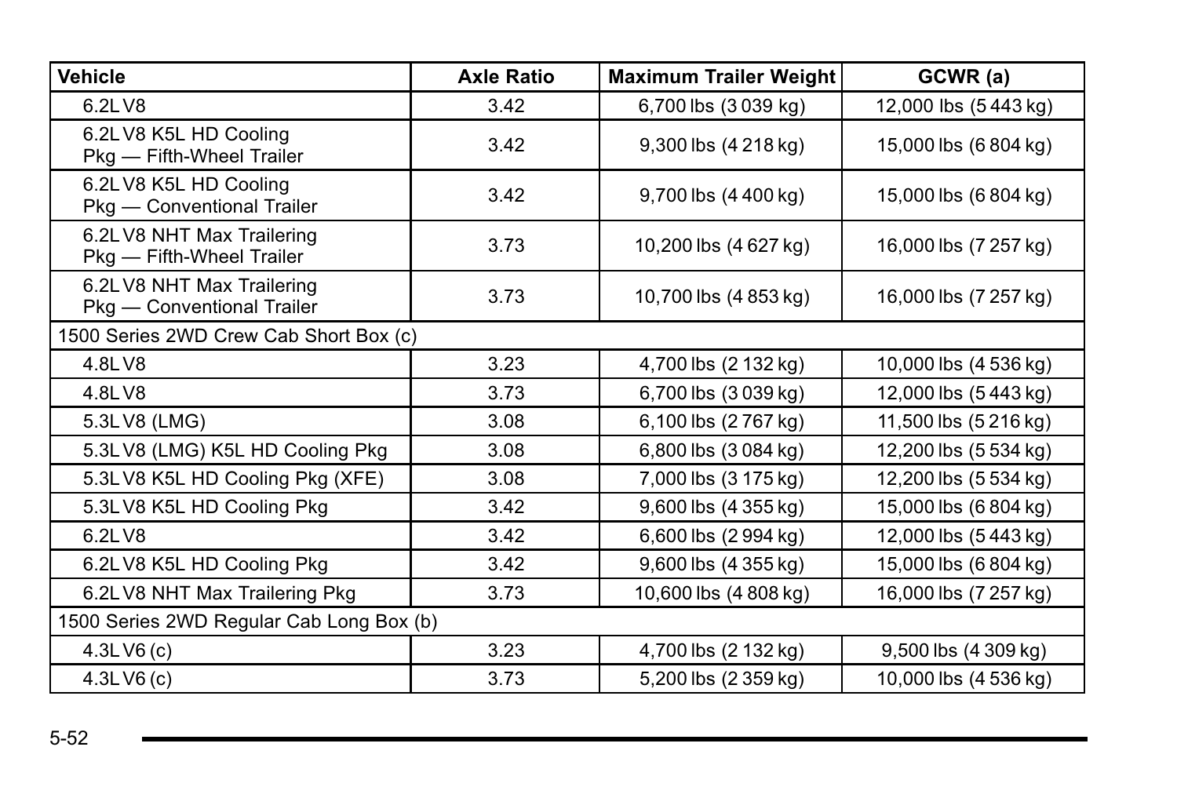| Vehicle | Axle Ratio | Maximum Trailer Weight | GCWR (a) |
|---|---|---|---|
| 6.2L V8 | 3.42 | 6,700 lbs (3 039 kg) | 12,000 lbs (5 443 kg) |
| 6.2L V8 K5L HD Cooling Pkg — Fifth-Wheel Trailer | 3.42 | 9,300 lbs (4 218 kg) | 15,000 lbs (6 804 kg) |
| 6.2L V8 K5L HD Cooling Pkg — Conventional Trailer | 3.42 | 9,700 lbs (4 400 kg) | 15,000 lbs (6 804 kg) |
| 6.2L V8 NHT Max Trailering Pkg — Fifth-Wheel Trailer | 3.73 | 10,200 lbs (4 627 kg) | 16,000 lbs (7 257 kg) |
| 6.2L V8 NHT Max Trailering Pkg — Conventional Trailer | 3.73 | 10,700 lbs (4 853 kg) | 16,000 lbs (7 257 kg) |
| 1500 Series 2WD Crew Cab Short Box (c) | | | |
| 4.8L V8 | 3.23 | 4,700 lbs (2 132 kg) | 10,000 lbs (4 536 kg) |
| 4.8L V8 | 3.73 | 6,700 lbs (3 039 kg) | 12,000 lbs (5 443 kg) |
| 5.3L V8 (LMG) | 3.08 | 6,100 lbs (2 767 kg) | 11,500 lbs (5 216 kg) |
| 5.3L V8 (LMG) K5L HD Cooling Pkg | 3.08 | 6,800 lbs (3 084 kg) | 12,200 lbs (5 534 kg) |
| 5.3L V8 K5L HD Cooling Pkg (XFE) | 3.08 | 7,000 lbs (3 175 kg) | 12,200 lbs (5 534 kg) |
| 5.3L V8 K5L HD Cooling Pkg | 3.42 | 9,600 lbs (4 355 kg) | 15,000 lbs (6 804 kg) |
| 6.2L V8 | 3.42 | 6,600 lbs (2 994 kg) | 12,000 lbs (5 443 kg) |
| 6.2L V8 K5L HD Cooling Pkg | 3.42 | 9,600 lbs (4 355 kg) | 15,000 lbs (6 804 kg) |
| 6.2L V8 NHT Max Trailering Pkg | 3.73 | 10,600 lbs (4 808 kg) | 16,000 lbs (7 257 kg) |
| 1500 Series 2WD Regular Cab Long Box (b) | | | |
| 4.3L V6 (c) | 3.23 | 4,700 lbs (2 132 kg) | 9,500 lbs (4 309 kg) |
| 4.3L V6 (c) | 3.73 | 5,200 lbs (2 359 kg) | 10,000 lbs (4 536 kg) |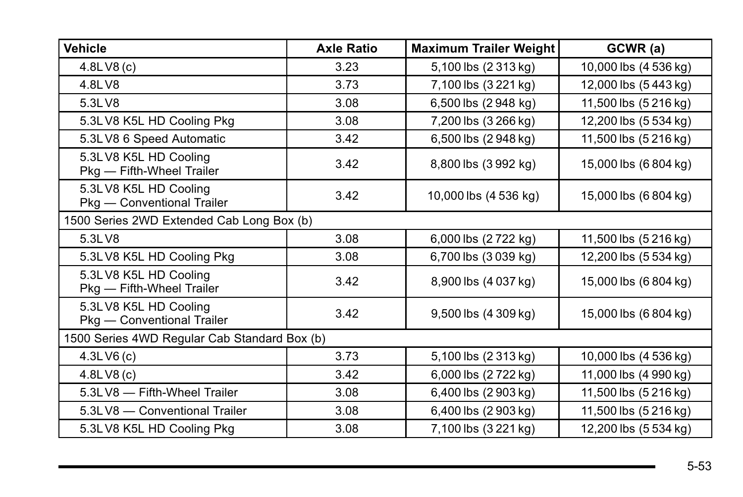| Vehicle | Axle Ratio | Maximum Trailer Weight | GCWR (a) |
|---|---|---|---|
| 4.8L V8 (c) | 3.23 | 5,100 lbs (2 313 kg) | 10,000 lbs (4 536 kg) |
| 4.8L V8 | 3.73 | 7,100 lbs (3 221 kg) | 12,000 lbs (5 443 kg) |
| 5.3L V8 | 3.08 | 6,500 lbs (2 948 kg) | 11,500 lbs (5 216 kg) |
| 5.3L V8 K5L HD Cooling Pkg | 3.08 | 7,200 lbs (3 266 kg) | 12,200 lbs (5 534 kg) |
| 5.3L V8 6 Speed Automatic | 3.42 | 6,500 lbs (2 948 kg) | 11,500 lbs (5 216 kg) |
| 5.3L V8 K5L HD Cooling Pkg — Fifth-Wheel Trailer | 3.42 | 8,800 lbs (3 992 kg) | 15,000 lbs (6 804 kg) |
| 5.3L V8 K5L HD Cooling Pkg — Conventional Trailer | 3.42 | 10,000 lbs (4 536 kg) | 15,000 lbs (6 804 kg) |
| 1500 Series 2WD Extended Cab Long Box (b) | | | |
| 5.3L V8 | 3.08 | 6,000 lbs (2 722 kg) | 11,500 lbs (5 216 kg) |
| 5.3L V8 K5L HD Cooling Pkg | 3.08 | 6,700 lbs (3 039 kg) | 12,200 lbs (5 534 kg) |
| 5.3L V8 K5L HD Cooling Pkg — Fifth-Wheel Trailer | 3.42 | 8,900 lbs (4 037 kg) | 15,000 lbs (6 804 kg) |
| 5.3L V8 K5L HD Cooling Pkg — Conventional Trailer | 3.42 | 9,500 lbs (4 309 kg) | 15,000 lbs (6 804 kg) |
| 1500 Series 4WD Regular Cab Standard Box (b) | | | |
| 4.3L V6 (c) | 3.73 | 5,100 lbs (2 313 kg) | 10,000 lbs (4 536 kg) |
| 4.8L V8 (c) | 3.42 | 6,000 lbs (2 722 kg) | 11,000 lbs (4 990 kg) |
| 5.3L V8 — Fifth-Wheel Trailer | 3.08 | 6,400 lbs (2 903 kg) | 11,500 lbs (5 216 kg) |
| 5.3L V8 — Conventional Trailer | 3.08 | 6,400 lbs (2 903 kg) | 11,500 lbs (5 216 kg) |
| 5.3L V8 K5L HD Cooling Pkg | 3.08 | 7,100 lbs (3 221 kg) | 12,200 lbs (5 534 kg) |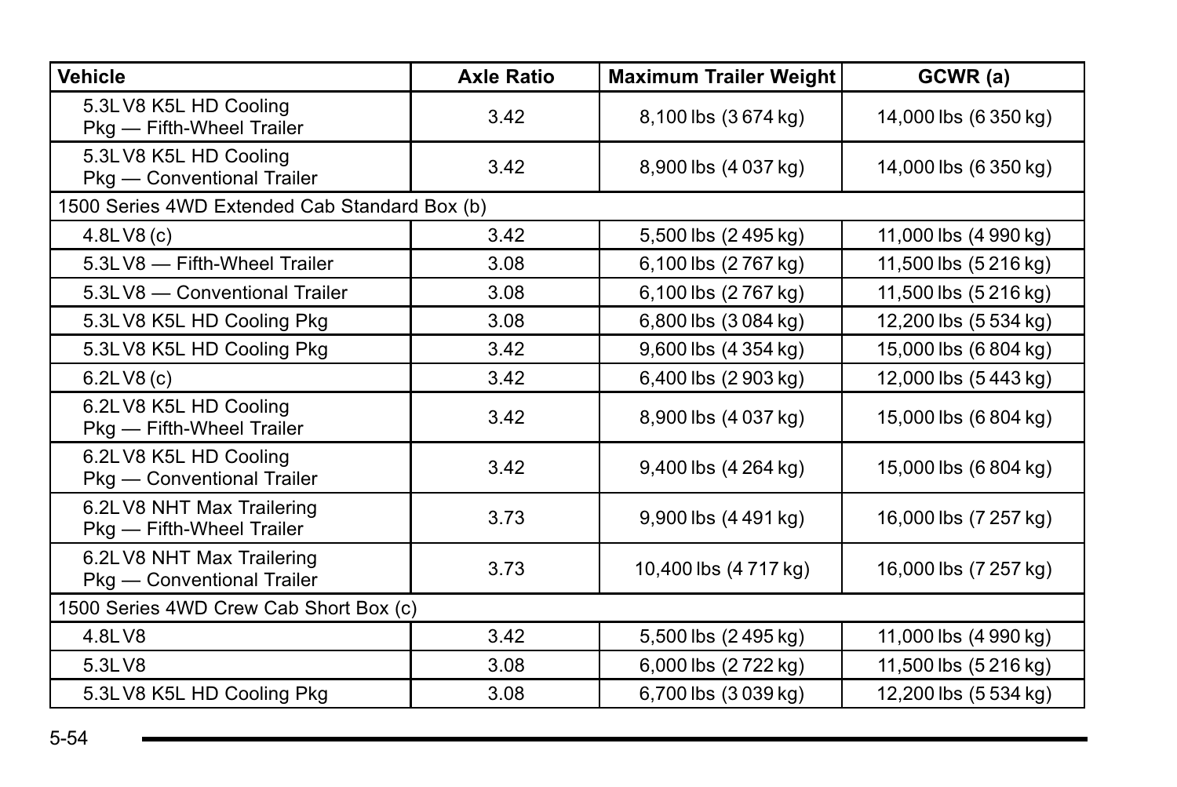| Vehicle | Axle Ratio | Maximum Trailer Weight | GCWR (a) |
|---|---|---|---|
| 5.3L V8 K5L HD Cooling Pkg — Fifth-Wheel Trailer | 3.42 | 8,100 lbs (3 674 kg) | 14,000 lbs (6 350 kg) |
| 5.3L V8 K5L HD Cooling Pkg — Conventional Trailer | 3.42 | 8,900 lbs (4 037 kg) | 14,000 lbs (6 350 kg) |
| 1500 Series 4WD Extended Cab Standard Box (b) | | | |
| 4.8L V8 (c) | 3.42 | 5,500 lbs (2 495 kg) | 11,000 lbs (4 990 kg) |
| 5.3L V8 — Fifth-Wheel Trailer | 3.08 | 6,100 lbs (2 767 kg) | 11,500 lbs (5 216 kg) |
| 5.3L V8 — Conventional Trailer | 3.08 | 6,100 lbs (2 767 kg) | 11,500 lbs (5 216 kg) |
| 5.3L V8 K5L HD Cooling Pkg | 3.08 | 6,800 lbs (3 084 kg) | 12,200 lbs (5 534 kg) |
| 5.3L V8 K5L HD Cooling Pkg | 3.42 | 9,600 lbs (4 354 kg) | 15,000 lbs (6 804 kg) |
| 6.2L V8 (c) | 3.42 | 6,400 lbs (2 903 kg) | 12,000 lbs (5 443 kg) |
| 6.2L V8 K5L HD Cooling Pkg — Fifth-Wheel Trailer | 3.42 | 8,900 lbs (4 037 kg) | 15,000 lbs (6 804 kg) |
| 6.2L V8 K5L HD Cooling Pkg — Conventional Trailer | 3.42 | 9,400 lbs (4 264 kg) | 15,000 lbs (6 804 kg) |
| 6.2L V8 NHT Max Trailering Pkg — Fifth-Wheel Trailer | 3.73 | 9,900 lbs (4 491 kg) | 16,000 lbs (7 257 kg) |
| 6.2L V8 NHT Max Trailering Pkg — Conventional Trailer | 3.73 | 10,400 lbs (4 717 kg) | 16,000 lbs (7 257 kg) |
| 1500 Series 4WD Crew Cab Short Box (c) | | | |
| 4.8L V8 | 3.42 | 5,500 lbs (2 495 kg) | 11,000 lbs (4 990 kg) |
| 5.3L V8 | 3.08 | 6,000 lbs (2 722 kg) | 11,500 lbs (5 216 kg) |
| 5.3L V8 K5L HD Cooling Pkg | 3.08 | 6,700 lbs (3 039 kg) | 12,200 lbs (5 534 kg) |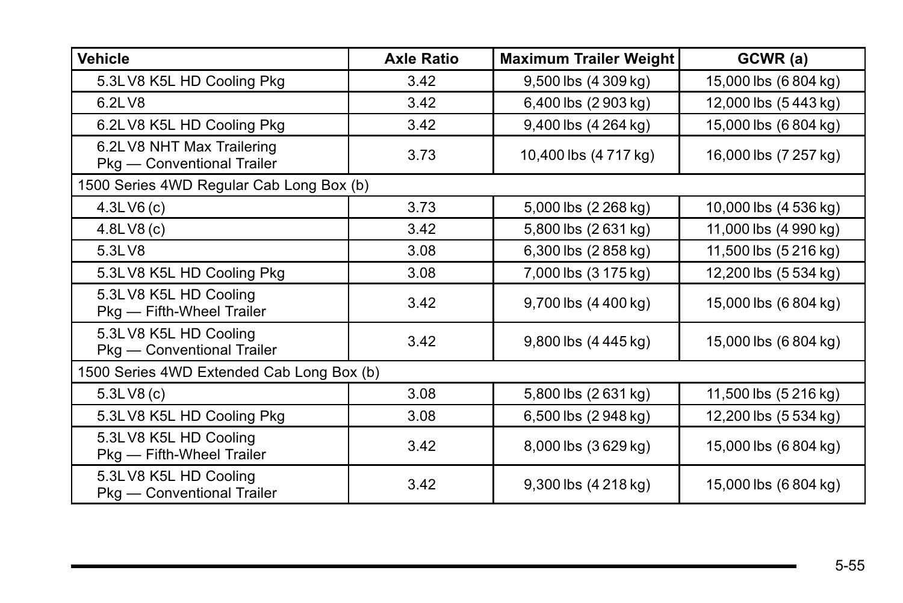| Vehicle | Axle Ratio | Maximum Trailer Weight | GCWR (a) |
| --- | --- | --- | --- |
| 5.3L V8 K5L HD Cooling Pkg | 3.42 | 9,500 lbs (4 309 kg) | 15,000 lbs (6 804 kg) |
| 6.2L V8 | 3.42 | 6,400 lbs (2 903 kg) | 12,000 lbs (5 443 kg) |
| 6.2L V8 K5L HD Cooling Pkg | 3.42 | 9,400 lbs (4 264 kg) | 15,000 lbs (6 804 kg) |
| 6.2L V8 NHT Max Trailering Pkg — Conventional Trailer | 3.73 | 10,400 lbs (4 717 kg) | 16,000 lbs (7 257 kg) |
| 1500 Series 4WD Regular Cab Long Box (b) | | | |
| 4.3L V6 (c) | 3.73 | 5,000 lbs (2 268 kg) | 10,000 lbs (4 536 kg) |
| 4.8L V8 (c) | 3.42 | 5,800 lbs (2 631 kg) | 11,000 lbs (4 990 kg) |
| 5.3L V8 | 3.08 | 6,300 lbs (2 858 kg) | 11,500 lbs (5 216 kg) |
| 5.3L V8 K5L HD Cooling Pkg | 3.08 | 7,000 lbs (3 175 kg) | 12,200 lbs (5 534 kg) |
| 5.3L V8 K5L HD Cooling Pkg — Fifth-Wheel Trailer | 3.42 | 9,700 lbs (4 400 kg) | 15,000 lbs (6 804 kg) |
| 5.3L V8 K5L HD Cooling Pkg — Conventional Trailer | 3.42 | 9,800 lbs (4 445 kg) | 15,000 lbs (6 804 kg) |
| 1500 Series 4WD Extended Cab Long Box (b) | | | |
| 5.3L V8 (c) | 3.08 | 5,800 lbs (2 631 kg) | 11,500 lbs (5 216 kg) |
| 5.3L V8 K5L HD Cooling Pkg | 3.08 | 6,500 lbs (2 948 kg) | 12,200 lbs (5 534 kg) |
| 5.3L V8 K5L HD Cooling Pkg — Fifth-Wheel Trailer | 3.42 | 8,000 lbs (3 629 kg) | 15,000 lbs (6 804 kg) |
| 5.3L V8 K5L HD Cooling Pkg — Conventional Trailer | 3.42 | 9,300 lbs (4 218 kg) | 15,000 lbs (6 804 kg) |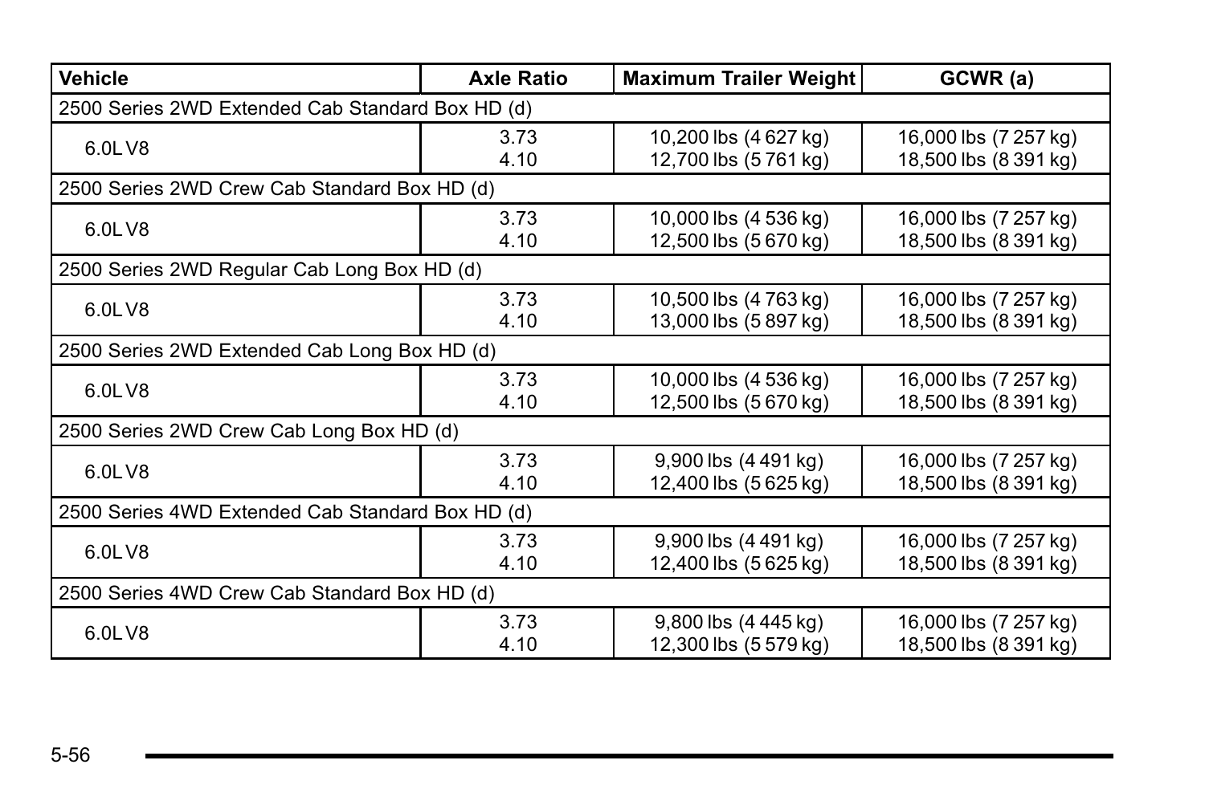| Vehicle | Axle Ratio | Maximum Trailer Weight | GCWR (a) |
|---|---|---|---|
| 2500 Series 2WD Extended Cab Standard Box HD (d) | | | |
| 6.0L V8 | 3.73<br>4.10 | 10,200 lbs (4 627 kg)<br>12,700 lbs (5 761 kg) | 16,000 lbs (7 257 kg)<br>18,500 lbs (8 391 kg) |
| 2500 Series 2WD Crew Cab Standard Box HD (d) | | | |
| 6.0L V8 | 3.73<br>4.10 | 10,000 lbs (4 536 kg)<br>12,500 lbs (5 670 kg) | 16,000 lbs (7 257 kg)<br>18,500 lbs (8 391 kg) |
| 2500 Series 2WD Regular Cab Long Box HD (d) | | | |
| 6.0L V8 | 3.73<br>4.10 | 10,500 lbs (4 763 kg)<br>13,000 lbs (5 897 kg) | 16,000 lbs (7 257 kg)<br>18,500 lbs (8 391 kg) |
| 2500 Series 2WD Extended Cab Long Box HD (d) | | | |
| 6.0L V8 | 3.73<br>4.10 | 10,000 lbs (4 536 kg)<br>12,500 lbs (5 670 kg) | 16,000 lbs (7 257 kg)<br>18,500 lbs (8 391 kg) |
| 2500 Series 2WD Crew Cab Long Box HD (d) | | | |
| 6.0L V8 | 3.73<br>4.10 | 9,900 lbs (4 491 kg)<br>12,400 lbs (5 625 kg) | 16,000 lbs (7 257 kg)<br>18,500 lbs (8 391 kg) |
| 2500 Series 4WD Extended Cab Standard Box HD (d) | | | |
| 6.0L V8 | 3.73<br>4.10 | 9,900 lbs (4 491 kg)<br>12,400 lbs (5 625 kg) | 16,000 lbs (7 257 kg)<br>18,500 lbs (8 391 kg) |
| 2500 Series 4WD Crew Cab Standard Box HD (d) | | | |
| 6.0L V8 | 3.73<br>4.10 | 9,800 lbs (4 445 kg)<br>12,300 lbs (5 579 kg) | 16,000 lbs (7 257 kg)<br>18,500 lbs (8 391 kg) |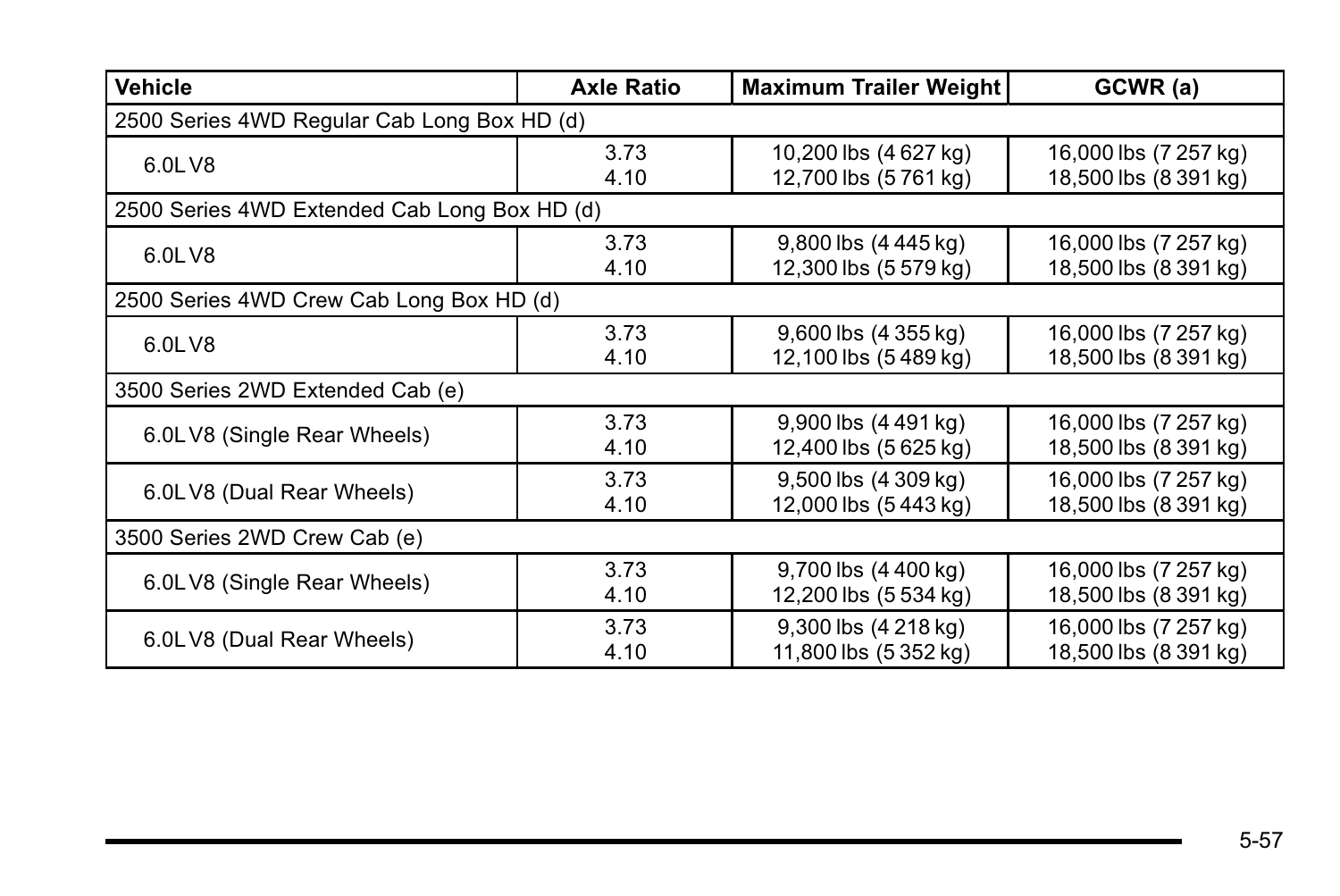| Vehicle | Axle Ratio | Maximum Trailer Weight | GCWR (a) |
|---|---|---|---|
| 2500 Series 4WD Regular Cab Long Box HD (d) | | | |
| 6.0L V8 | 3.73<br>4.10 | 10,200 lbs (4 627 kg)<br>12,700 lbs (5 761 kg) | 16,000 lbs (7 257 kg)<br>18,500 lbs (8 391 kg) |
| 2500 Series 4WD Extended Cab Long Box HD (d) | | | |
| 6.0L V8 | 3.73<br>4.10 | 9,800 lbs (4 445 kg)<br>12,300 lbs (5 579 kg) | 16,000 lbs (7 257 kg)<br>18,500 lbs (8 391 kg) |
| 2500 Series 4WD Crew Cab Long Box HD (d) | | | |
| 6.0L V8 | 3.73<br>4.10 | 9,600 lbs (4 355 kg)<br>12,100 lbs (5 489 kg) | 16,000 lbs (7 257 kg)<br>18,500 lbs (8 391 kg) |
| 3500 Series 2WD Extended Cab (e) | | | |
| 6.0L V8 (Single Rear Wheels) | 3.73<br>4.10 | 9,900 lbs (4 491 kg)<br>12,400 lbs (5 625 kg) | 16,000 lbs (7 257 kg)<br>18,500 lbs (8 391 kg) |
| 6.0L V8 (Dual Rear Wheels) | 3.73<br>4.10 | 9,500 lbs (4 309 kg)<br>12,000 lbs (5 443 kg) | 16,000 lbs (7 257 kg)<br>18,500 lbs (8 391 kg) |
| 3500 Series 2WD Crew Cab (e) | | | |
| 6.0L V8 (Single Rear Wheels) | 3.73<br>4.10 | 9,700 lbs (4 400 kg)<br>12,200 lbs (5 534 kg) | 16,000 lbs (7 257 kg)<br>18,500 lbs (8 391 kg) |
| 6.0L V8 (Dual Rear Wheels) | 3.73<br>4.10 | 9,300 lbs (4 218 kg)<br>11,800 lbs (5 352 kg) | 16,000 lbs (7 257 kg)<br>18,500 lbs (8 391 kg) |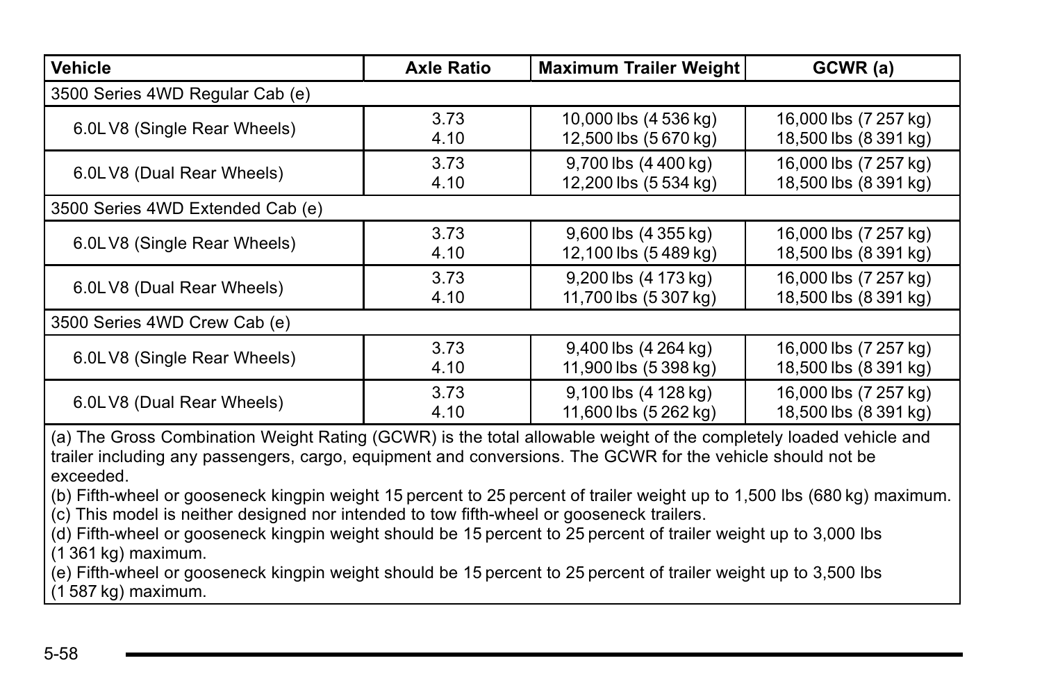| Vehicle | Axle Ratio | Maximum Trailer Weight | GCWR (a) |
|---|---|---|---|
| 3500 Series 4WD Regular Cab (e) | | | |
| 6.0L V8 (Single Rear Wheels) | 3.73<br>4.10 | 10,000 lbs (4 536 kg)<br>12,500 lbs (5 670 kg) | 16,000 lbs (7 257 kg)<br>18,500 lbs (8 391 kg) |
| 6.0L V8 (Dual Rear Wheels) | 3.73<br>4.10 | 9,700 lbs (4 400 kg)<br>12,200 lbs (5 534 kg) | 16,000 lbs (7 257 kg)<br>18,500 lbs (8 391 kg) |
| 3500 Series 4WD Extended Cab (e) | | | |
| 6.0L V8 (Single Rear Wheels) | 3.73<br>4.10 | 9,600 lbs (4 355 kg)<br>12,100 lbs (5 489 kg) | 16,000 lbs (7 257 kg)<br>18,500 lbs (8 391 kg) |
| 6.0L V8 (Dual Rear Wheels) | 3.73<br>4.10 | 9,200 lbs (4 173 kg)<br>11,700 lbs (5 307 kg) | 16,000 lbs (7 257 kg)<br>18,500 lbs (8 391 kg) |
| 3500 Series 4WD Crew Cab (e) | | | |
| 6.0L V8 (Single Rear Wheels) | 3.73<br>4.10 | 9,400 lbs (4 264 kg)<br>11,900 lbs (5 398 kg) | 16,000 lbs (7 257 kg)<br>18,500 lbs (8 391 kg) |
| 6.0L V8 (Dual Rear Wheels) | 3.73<br>4.10 | 9,100 lbs (4 128 kg)<br>11,600 lbs (5 262 kg) | 16,000 lbs (7 257 kg)<br>18,500 lbs (8 391 kg) |

(a) The Gross Combination Weight Rating (GCWR) is the total allowable weight of the completely loaded vehicle and trailer including any passengers, cargo, equipment and conversions. The GCWR for the vehicle should not be exceeded.
(b) Fifth-wheel or gooseneck kingpin weight 15 percent to 25 percent of trailer weight up to 1,500 lbs (680 kg) maximum.
(c) This model is neither designed nor intended to tow fifth-wheel or gooseneck trailers.
(d) Fifth-wheel or gooseneck kingpin weight should be 15 percent to 25 percent of trailer weight up to 3,000 lbs (1 361 kg) maximum.
(e) Fifth-wheel or gooseneck kingpin weight should be 15 percent to 25 percent of trailer weight up to 3,500 lbs (1 587 kg) maximum.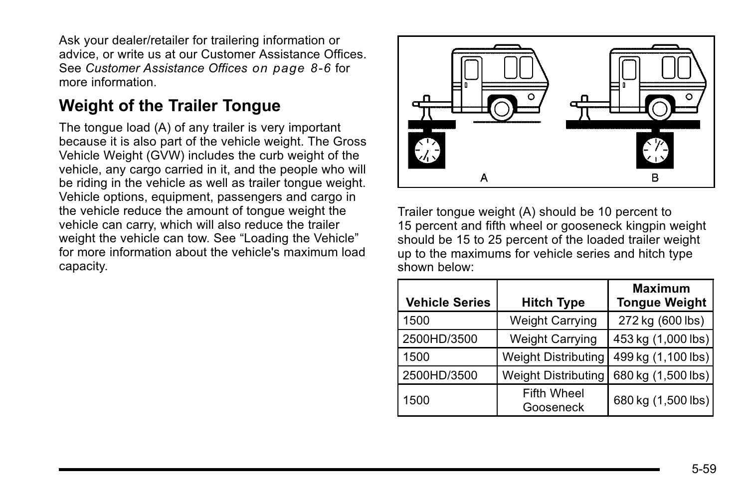Ask your dealer/retailer for trailering information or advice, or write us at our Customer Assistance Offices. See *Customer Assistance Offices on page 8-6* for more information.

## Weight of the Trailer Tongue

The tongue load (A) of any trailer is very important because it is also part of the vehicle weight. The Gross Vehicle Weight (GVW) includes the curb weight of the vehicle, any cargo carried in it, and the people who will be riding in the vehicle as well as trailer tongue weight. Vehicle options, equipment, passengers and cargo in the vehicle reduce the amount of tongue weight the vehicle can carry, which will also reduce the trailer weight the vehicle can tow. See "Loading the Vehicle" for more information about the vehicle's maximum load capacity.

Trailer tongue weight (A) should be 10 percent to 15 percent and fifth wheel or gooseneck kingpin weight should be 15 to 25 percent of the loaded trailer weight up to the maximums for vehicle series and hitch type shown below:

| Vehicle Series | Hitch Type | Maximum Tongue Weight |
|---|---|---|
| 1500 | Weight Carrying | 272 kg (600 lbs) |
| 2500HD/3500 | Weight Carrying | 453 kg (1,000 lbs) |
| 1500 | Weight Distributing | 499 kg (1,100 lbs) |
| 2500HD/3500 | Weight Distributing | 680 kg (1,500 lbs) |
| 1500 | Fifth Wheel Gooseneck | 680 kg (1,500 lbs) |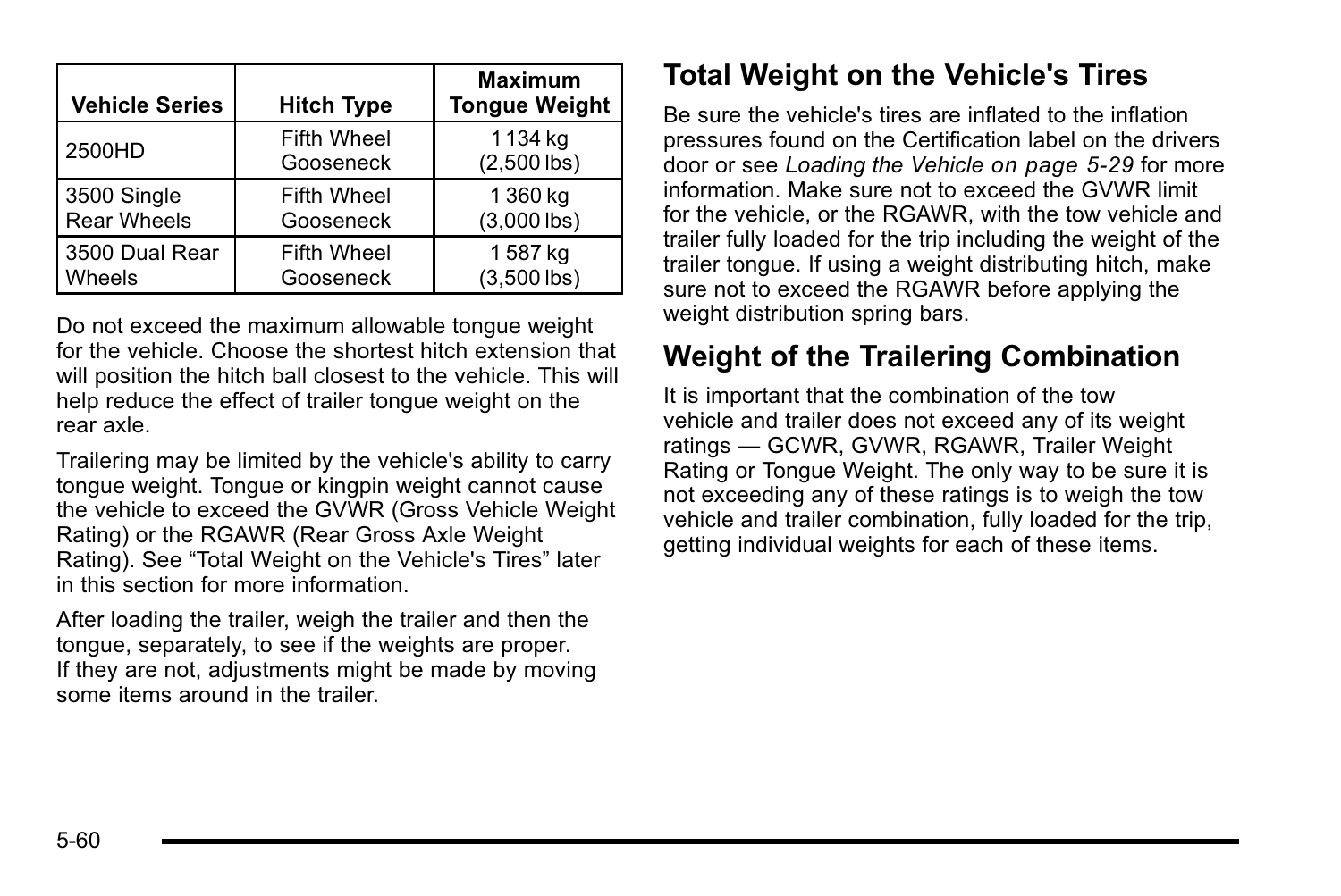| Vehicle Series | Hitch Type | Maximum Tongue Weight |
|---|---|---|
| 2500HD | Fifth Wheel Gooseneck | 1 134 kg (2,500 lbs) |
| 3500 Single Rear Wheels | Fifth Wheel Gooseneck | 1 360 kg (3,000 lbs) |
| 3500 Dual Rear Wheels | Fifth Wheel Gooseneck | 1 587 kg (3,500 lbs) |

Do not exceed the maximum allowable tongue weight for the vehicle. Choose the shortest hitch extension that will position the hitch ball closest to the vehicle. This will help reduce the effect of trailer tongue weight on the rear axle.

Trailering may be limited by the vehicle's ability to carry tongue weight. Tongue or kingpin weight cannot cause the vehicle to exceed the GVWR (Gross Vehicle Weight Rating) or the RGAWR (Rear Gross Axle Weight Rating). See "Total Weight on the Vehicle's Tires" later in this section for more information.

After loading the trailer, weigh the trailer and then the tongue, separately, to see if the weights are proper. If they are not, adjustments might be made by moving some items around in the trailer.

## Total Weight on the Vehicle's Tires

Be sure the vehicle's tires are inflated to the inflation pressures found on the Certification label on the drivers door or see *Loading the Vehicle on page 5-29* for more information. Make sure not to exceed the GVWR limit for the vehicle, or the RGAWR, with the tow vehicle and trailer fully loaded for the trip including the weight of the trailer tongue. If using a weight distributing hitch, make sure not to exceed the RGAWR before applying the weight distribution spring bars.

## Weight of the Trailering Combination

It is important that the combination of the tow vehicle and trailer does not exceed any of its weight ratings — GCWR, GVWR, RGAWR, Trailer Weight Rating or Tongue Weight. The only way to be sure it is not exceeding any of these ratings is to weigh the tow vehicle and trailer combination, fully loaded for the trip, getting individual weights for each of these items.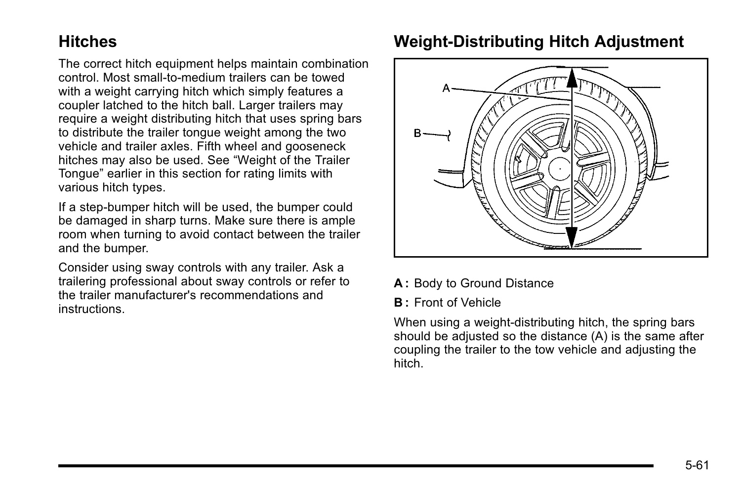## Hitches

The correct hitch equipment helps maintain combination control. Most small-to-medium trailers can be towed with a weight carrying hitch which simply features a coupler latched to the hitch ball. Larger trailers may require a weight distributing hitch that uses spring bars to distribute the trailer tongue weight among the two vehicle and trailer axles. Fifth wheel and gooseneck hitches may also be used. See “Weight of the Trailer Tongue” earlier in this section for rating limits with various hitch types.

If a step-bumper hitch will be used, the bumper could be damaged in sharp turns. Make sure there is ample room when turning to avoid contact between the trailer and the bumper.

Consider using sway controls with any trailer. Ask a trailering professional about sway controls or refer to the trailer manufacturer's recommendations and instructions.

## Weight-Distributing Hitch Adjustment

**A :** Body to Ground Distance

**B :** Front of Vehicle

When using a weight-distributing hitch, the spring bars should be adjusted so the distance (A) is the same after coupling the trailer to the tow vehicle and adjusting the hitch.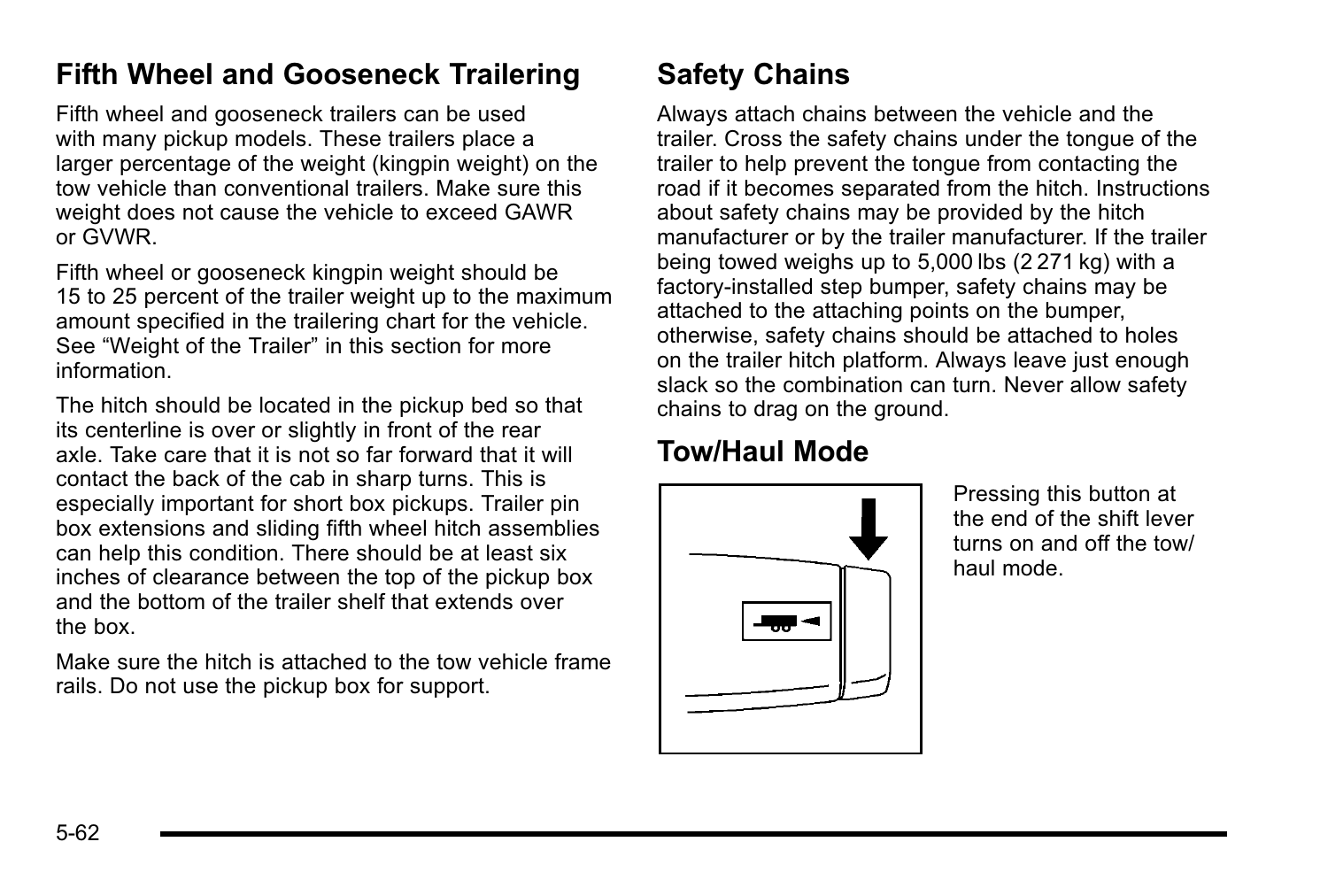## Fifth Wheel and Gooseneck Trailering

Fifth wheel and gooseneck trailers can be used with many pickup models. These trailers place a larger percentage of the weight (kingpin weight) on the tow vehicle than conventional trailers. Make sure this weight does not cause the vehicle to exceed GAWR or GVWR.

Fifth wheel or gooseneck kingpin weight should be 15 to 25 percent of the trailer weight up to the maximum amount specified in the trailering chart for the vehicle. See "Weight of the Trailer" in this section for more information.

The hitch should be located in the pickup bed so that its centerline is over or slightly in front of the rear axle. Take care that it is not so far forward that it will contact the back of the cab in sharp turns. This is especially important for short box pickups. Trailer pin box extensions and sliding fifth wheel hitch assemblies can help this condition. There should be at least six inches of clearance between the top of the pickup box and the bottom of the trailer shelf that extends over the box.

Make sure the hitch is attached to the tow vehicle frame rails. Do not use the pickup box for support.

## Safety Chains

Always attach chains between the vehicle and the trailer. Cross the safety chains under the tongue of the trailer to help prevent the tongue from contacting the road if it becomes separated from the hitch. Instructions about safety chains may be provided by the hitch manufacturer or by the trailer manufacturer. If the trailer being towed weighs up to 5,000 lbs (2 271 kg) with a factory-installed step bumper, safety chains may be attached to the attaching points on the bumper, otherwise, safety chains should be attached to holes on the trailer hitch platform. Always leave just enough slack so the combination can turn. Never allow safety chains to drag on the ground.

## Tow/Haul Mode

Pressing this button at the end of the shift lever turns on and off the tow/haul mode.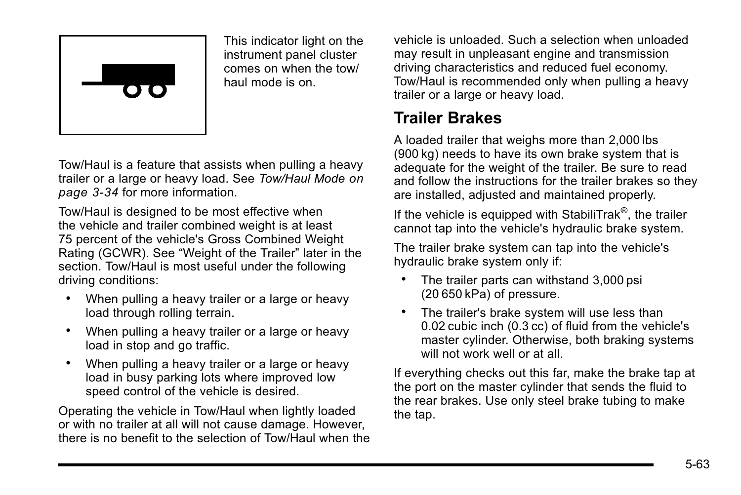This indicator light on the instrument panel cluster comes on when the tow/haul mode is on.

Tow/Haul is a feature that assists when pulling a heavy trailer or a large or heavy load. See *Tow/Haul Mode on page 3-34* for more information.

Tow/Haul is designed to be most effective when the vehicle and trailer combined weight is at least 75 percent of the vehicle's Gross Combined Weight Rating (GCWR). See "Weight of the Trailer" later in the section. Tow/Haul is most useful under the following driving conditions:

- When pulling a heavy trailer or a large or heavy load through rolling terrain.
- When pulling a heavy trailer or a large or heavy load in stop and go traffic.
- When pulling a heavy trailer or a large or heavy load in busy parking lots where improved low speed control of the vehicle is desired.

Operating the vehicle in Tow/Haul when lightly loaded or with no trailer at all will not cause damage. However, there is no benefit to the selection of Tow/Haul when the vehicle is unloaded. Such a selection when unloaded may result in unpleasant engine and transmission driving characteristics and reduced fuel economy. Tow/Haul is recommended only when pulling a heavy trailer or a large or heavy load.

## Trailer Brakes

A loaded trailer that weighs more than 2,000 lbs (900 kg) needs to have its own brake system that is adequate for the weight of the trailer. Be sure to read and follow the instructions for the trailer brakes so they are installed, adjusted and maintained properly.

If the vehicle is equipped with StabiliTrak®, the trailer cannot tap into the vehicle's hydraulic brake system.

The trailer brake system can tap into the vehicle's hydraulic brake system only if:

- The trailer parts can withstand 3,000 psi (20 650 kPa) of pressure.
- The trailer's brake system will use less than 0.02 cubic inch (0.3 cc) of fluid from the vehicle's master cylinder. Otherwise, both braking systems will not work well or at all.

If everything checks out this far, make the brake tap at the port on the master cylinder that sends the fluid to the rear brakes. Use only steel brake tubing to make the tap.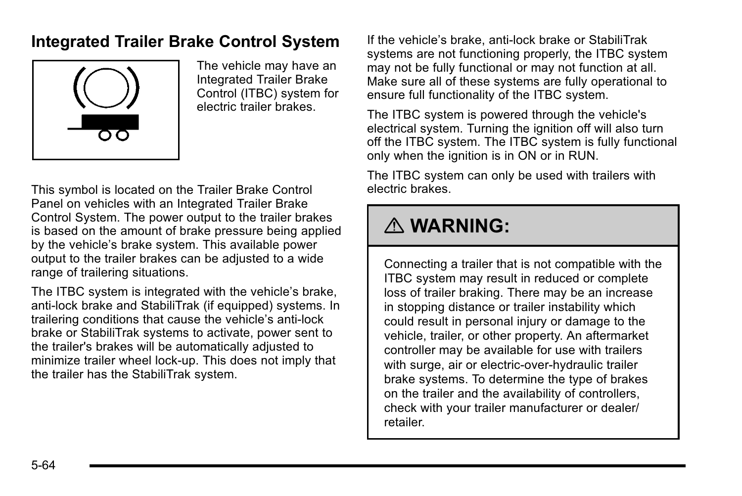## Integrated Trailer Brake Control System

The vehicle may have an Integrated Trailer Brake Control (ITBC) system for electric trailer brakes.

This symbol is located on the Trailer Brake Control Panel on vehicles with an Integrated Trailer Brake Control System. The power output to the trailer brakes is based on the amount of brake pressure being applied by the vehicle's brake system. This available power output to the trailer brakes can be adjusted to a wide range of trailering situations.

The ITBC system is integrated with the vehicle's brake, anti-lock brake and StabiliTrak (if equipped) systems. In trailering conditions that cause the vehicle's anti-lock brake or StabiliTrak systems to activate, power sent to the trailer's brakes will be automatically adjusted to minimize trailer wheel lock-up. This does not imply that the trailer has the StabiliTrak system.

If the vehicle's brake, anti-lock brake or StabiliTrak systems are not functioning properly, the ITBC system may not be fully functional or may not function at all. Make sure all of these systems are fully operational to ensure full functionality of the ITBC system.

The ITBC system is powered through the vehicle's electrical system. Turning the ignition off will also turn off the ITBC system. The ITBC system is fully functional only when the ignition is in ON or in RUN.

The ITBC system can only be used with trailers with electric brakes.

**⚠ WARNING:**

Connecting a trailer that is not compatible with the ITBC system may result in reduced or complete loss of trailer braking. There may be an increase in stopping distance or trailer instability which could result in personal injury or damage to the vehicle, trailer, or other property. An aftermarket controller may be available for use with trailers with surge, air or electric-over-hydraulic trailer brake systems. To determine the type of brakes on the trailer and the availability of controllers, check with your trailer manufacturer or dealer/retailer.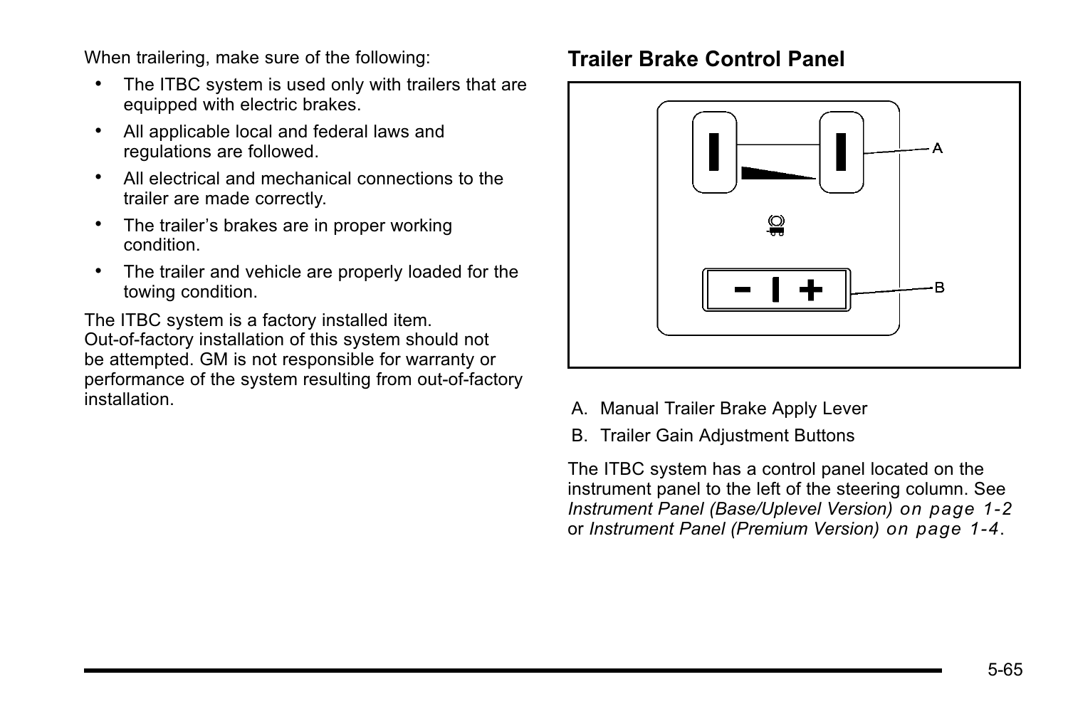When trailering, make sure of the following:

- The ITBC system is used only with trailers that are equipped with electric brakes.
- All applicable local and federal laws and regulations are followed.
- All electrical and mechanical connections to the trailer are made correctly.
- The trailer's brakes are in proper working condition.
- The trailer and vehicle are properly loaded for the towing condition.

The ITBC system is a factory installed item. Out-of-factory installation of this system should not be attempted. GM is not responsible for warranty or performance of the system resulting from out-of-factory installation.

## Trailer Brake Control Panel

A. Manual Trailer Brake Apply Lever

B. Trailer Gain Adjustment Buttons

The ITBC system has a control panel located on the instrument panel to the left of the steering column. See *Instrument Panel (Base/Uplevel Version) on page 1-2* or *Instrument Panel (Premium Version) on page 1-4*.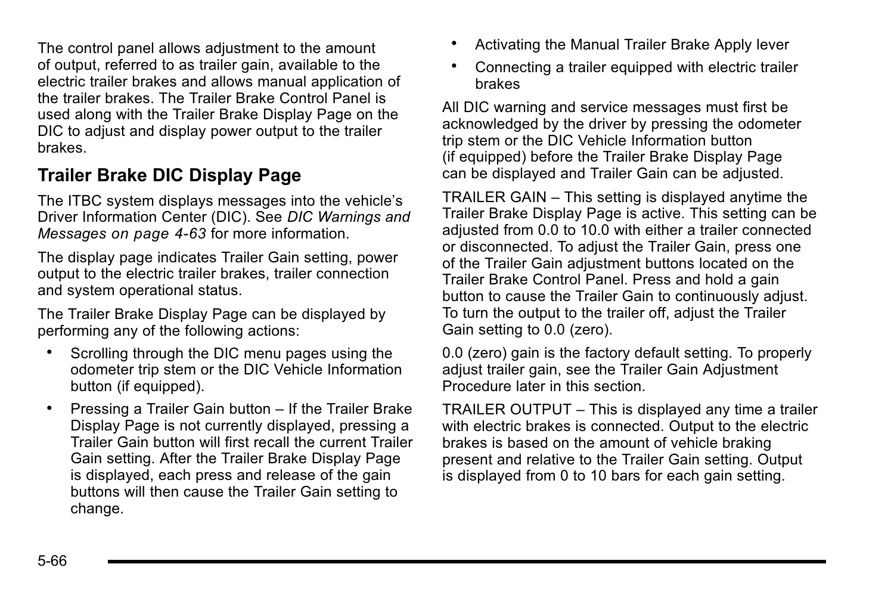The control panel allows adjustment to the amount of output, referred to as trailer gain, available to the electric trailer brakes and allows manual application of the trailer brakes. The Trailer Brake Control Panel is used along with the Trailer Brake Display Page on the DIC to adjust and display power output to the trailer brakes.

## Trailer Brake DIC Display Page

The ITBC system displays messages into the vehicle's Driver Information Center (DIC). See *DIC Warnings and Messages on page 4-63* for more information.

The display page indicates Trailer Gain setting, power output to the electric trailer brakes, trailer connection and system operational status.

The Trailer Brake Display Page can be displayed by performing any of the following actions:

- Scrolling through the DIC menu pages using the odometer trip stem or the DIC Vehicle Information button (if equipped).
- Pressing a Trailer Gain button – If the Trailer Brake Display Page is not currently displayed, pressing a Trailer Gain button will first recall the current Trailer Gain setting. After the Trailer Brake Display Page is displayed, each press and release of the gain buttons will then cause the Trailer Gain setting to change.
- Activating the Manual Trailer Brake Apply lever
- Connecting a trailer equipped with electric trailer brakes

All DIC warning and service messages must first be acknowledged by the driver by pressing the odometer trip stem or the DIC Vehicle Information button (if equipped) before the Trailer Brake Display Page can be displayed and Trailer Gain can be adjusted.

TRAILER GAIN – This setting is displayed anytime the Trailer Brake Display Page is active. This setting can be adjusted from 0.0 to 10.0 with either a trailer connected or disconnected. To adjust the Trailer Gain, press one of the Trailer Gain adjustment buttons located on the Trailer Brake Control Panel. Press and hold a gain button to cause the Trailer Gain to continuously adjust. To turn the output to the trailer off, adjust the Trailer Gain setting to 0.0 (zero).

0.0 (zero) gain is the factory default setting. To properly adjust trailer gain, see the Trailer Gain Adjustment Procedure later in this section.

TRAILER OUTPUT – This is displayed any time a trailer with electric brakes is connected. Output to the electric brakes is based on the amount of vehicle braking present and relative to the Trailer Gain setting. Output is displayed from 0 to 10 bars for each gain setting.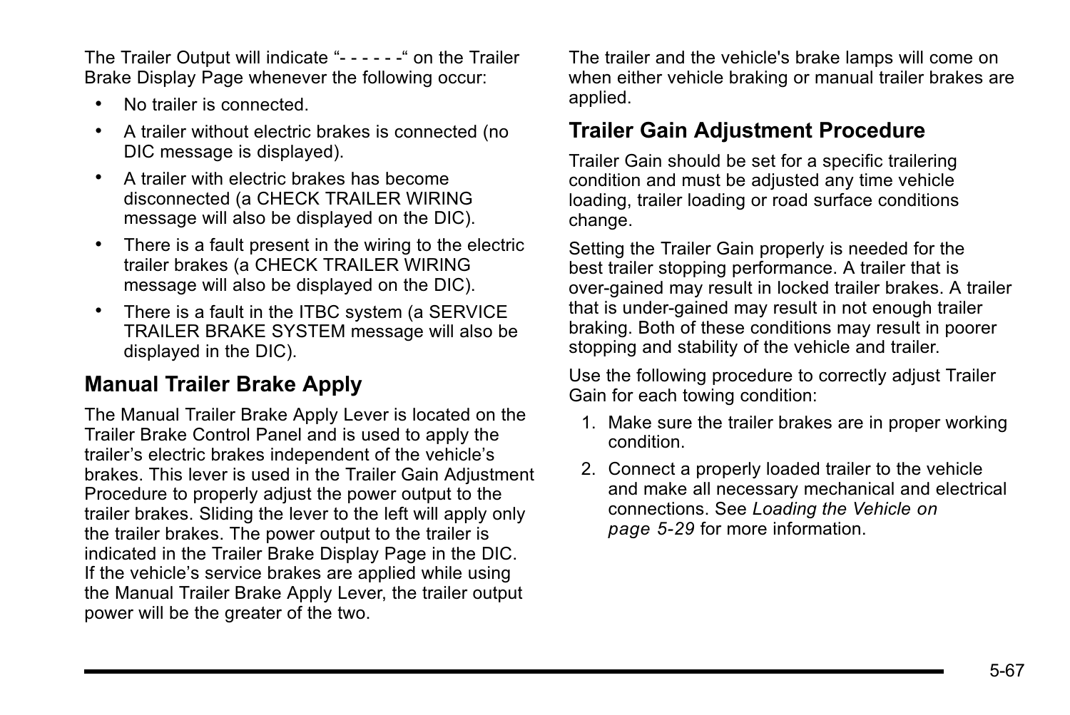The Trailer Output will indicate "- - - - - -" on the Trailer Brake Display Page whenever the following occur:

- No trailer is connected.
- A trailer without electric brakes is connected (no DIC message is displayed).
- A trailer with electric brakes has become disconnected (a CHECK TRAILER WIRING message will also be displayed on the DIC).
- There is a fault present in the wiring to the electric trailer brakes (a CHECK TRAILER WIRING message will also be displayed on the DIC).
- There is a fault in the ITBC system (a SERVICE TRAILER BRAKE SYSTEM message will also be displayed in the DIC).

## Manual Trailer Brake Apply

The Manual Trailer Brake Apply Lever is located on the Trailer Brake Control Panel and is used to apply the trailer's electric brakes independent of the vehicle's brakes. This lever is used in the Trailer Gain Adjustment Procedure to properly adjust the power output to the trailer brakes. Sliding the lever to the left will apply only the trailer brakes. The power output to the trailer is indicated in the Trailer Brake Display Page in the DIC. If the vehicle's service brakes are applied while using the Manual Trailer Brake Apply Lever, the trailer output power will be the greater of the two.

The trailer and the vehicle's brake lamps will come on when either vehicle braking or manual trailer brakes are applied.

## Trailer Gain Adjustment Procedure

Trailer Gain should be set for a specific trailering condition and must be adjusted any time vehicle loading, trailer loading or road surface conditions change.

Setting the Trailer Gain properly is needed for the best trailer stopping performance. A trailer that is over-gained may result in locked trailer brakes. A trailer that is under-gained may result in not enough trailer braking. Both of these conditions may result in poorer stopping and stability of the vehicle and trailer.

Use the following procedure to correctly adjust Trailer Gain for each towing condition:

1. Make sure the trailer brakes are in proper working condition.
2. Connect a properly loaded trailer to the vehicle and make all necessary mechanical and electrical connections. See *Loading the Vehicle on page 5-29* for more information.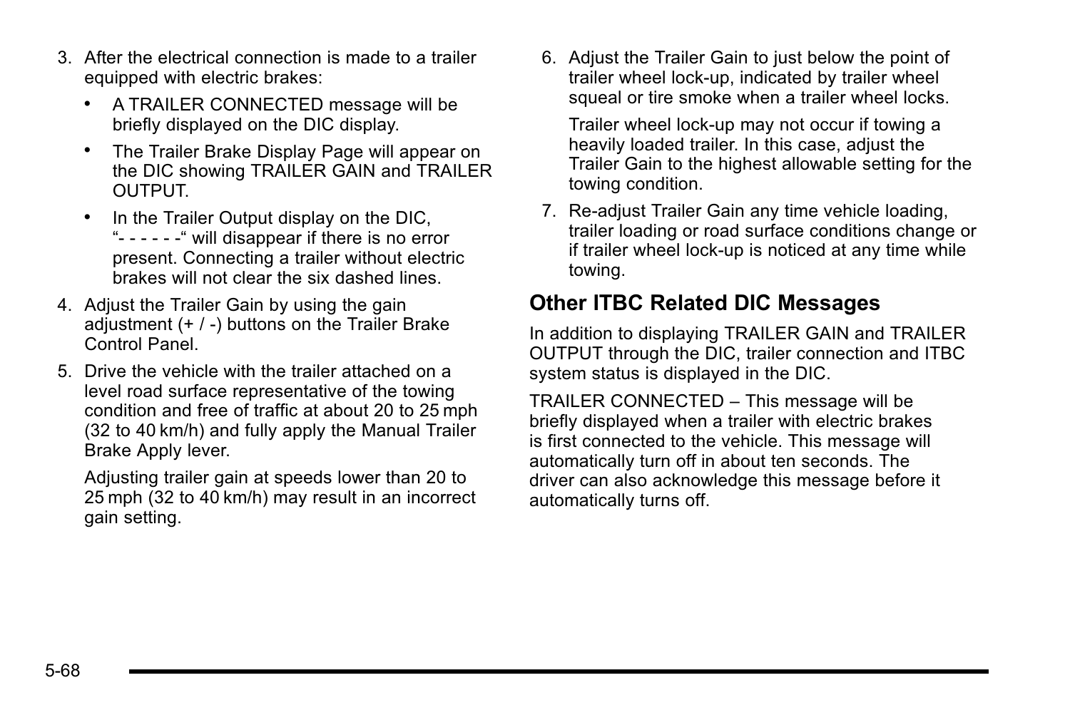3. After the electrical connection is made to a trailer equipped with electric brakes:

   - A TRAILER CONNECTED message will be briefly displayed on the DIC display.
   - The Trailer Brake Display Page will appear on the DIC showing TRAILER GAIN and TRAILER OUTPUT.
   - In the Trailer Output display on the DIC, "- - - - - -" will disappear if there is no error present. Connecting a trailer without electric brakes will not clear the six dashed lines.

4. Adjust the Trailer Gain by using the gain adjustment (+ / -) buttons on the Trailer Brake Control Panel.

5. Drive the vehicle with the trailer attached on a level road surface representative of the towing condition and free of traffic at about 20 to 25 mph (32 to 40 km/h) and fully apply the Manual Trailer Brake Apply lever.

   Adjusting trailer gain at speeds lower than 20 to 25 mph (32 to 40 km/h) may result in an incorrect gain setting.

6. Adjust the Trailer Gain to just below the point of trailer wheel lock-up, indicated by trailer wheel squeal or tire smoke when a trailer wheel locks.

   Trailer wheel lock-up may not occur if towing a heavily loaded trailer. In this case, adjust the Trailer Gain to the highest allowable setting for the towing condition.

7. Re-adjust Trailer Gain any time vehicle loading, trailer loading or road surface conditions change or if trailer wheel lock-up is noticed at any time while towing.

### Other ITBC Related DIC Messages

In addition to displaying TRAILER GAIN and TRAILER OUTPUT through the DIC, trailer connection and ITBC system status is displayed in the DIC.

TRAILER CONNECTED – This message will be briefly displayed when a trailer with electric brakes is first connected to the vehicle. This message will automatically turn off in about ten seconds. The driver can also acknowledge this message before it automatically turns off.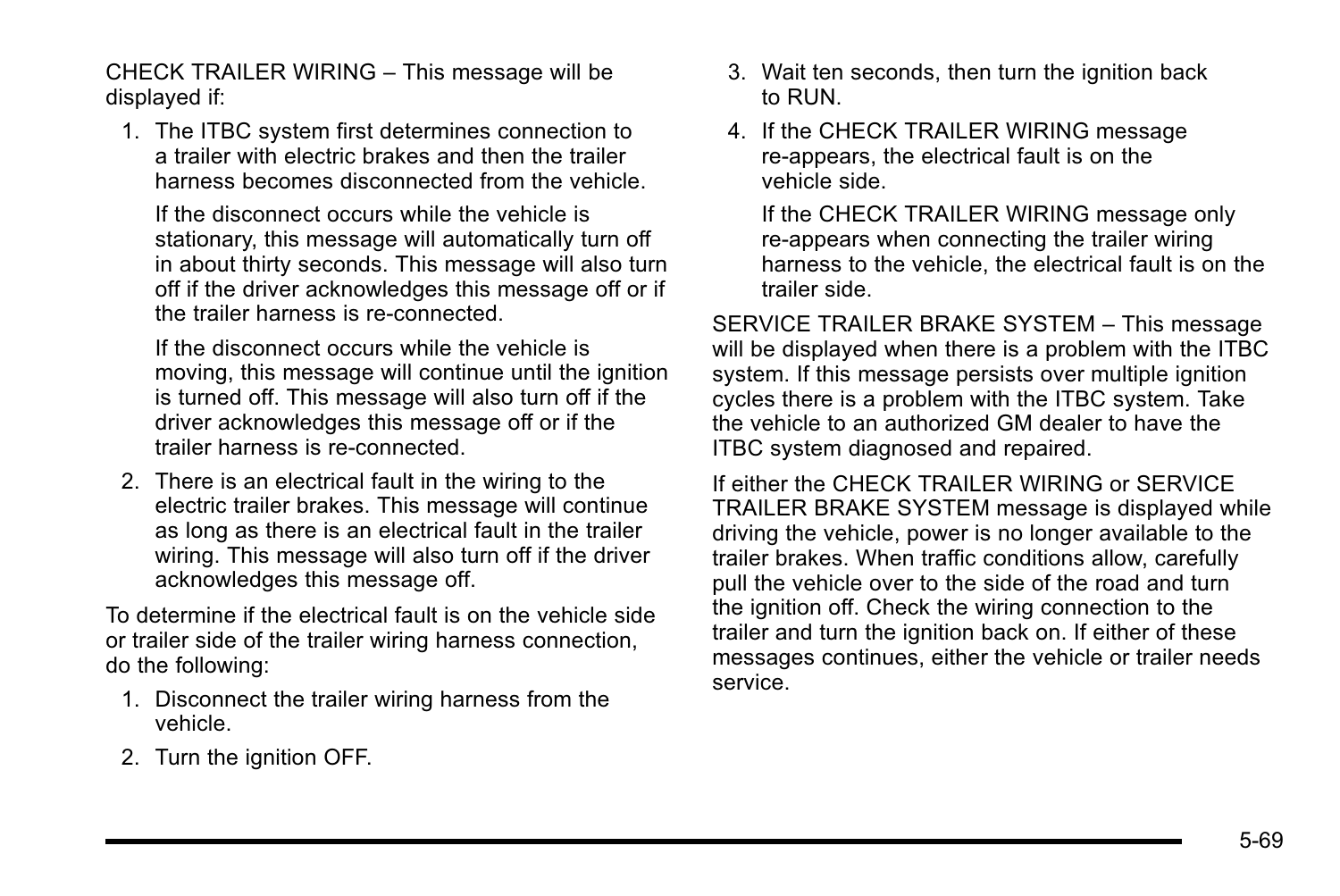CHECK TRAILER WIRING – This message will be displayed if:

1. The ITBC system first determines connection to a trailer with electric brakes and then the trailer harness becomes disconnected from the vehicle.

   If the disconnect occurs while the vehicle is stationary, this message will automatically turn off in about thirty seconds. This message will also turn off if the driver acknowledges this message off or if the trailer harness is re-connected.

   If the disconnect occurs while the vehicle is moving, this message will continue until the ignition is turned off. This message will also turn off if the driver acknowledges this message off or if the trailer harness is re-connected.

2. There is an electrical fault in the wiring to the electric trailer brakes. This message will continue as long as there is an electrical fault in the trailer wiring. This message will also turn off if the driver acknowledges this message off.

To determine if the electrical fault is on the vehicle side or trailer side of the trailer wiring harness connection, do the following:

1. Disconnect the trailer wiring harness from the vehicle.
2. Turn the ignition OFF.
3. Wait ten seconds, then turn the ignition back to RUN.
4. If the CHECK TRAILER WIRING message re-appears, the electrical fault is on the vehicle side.

   If the CHECK TRAILER WIRING message only re-appears when connecting the trailer wiring harness to the vehicle, the electrical fault is on the trailer side.

SERVICE TRAILER BRAKE SYSTEM – This message will be displayed when there is a problem with the ITBC system. If this message persists over multiple ignition cycles there is a problem with the ITBC system. Take the vehicle to an authorized GM dealer to have the ITBC system diagnosed and repaired.

If either the CHECK TRAILER WIRING or SERVICE TRAILER BRAKE SYSTEM message is displayed while driving the vehicle, power is no longer available to the trailer brakes. When traffic conditions allow, carefully pull the vehicle over to the side of the road and turn the ignition off. Check the wiring connection to the trailer and turn the ignition back on. If either of these messages continues, either the vehicle or trailer needs service.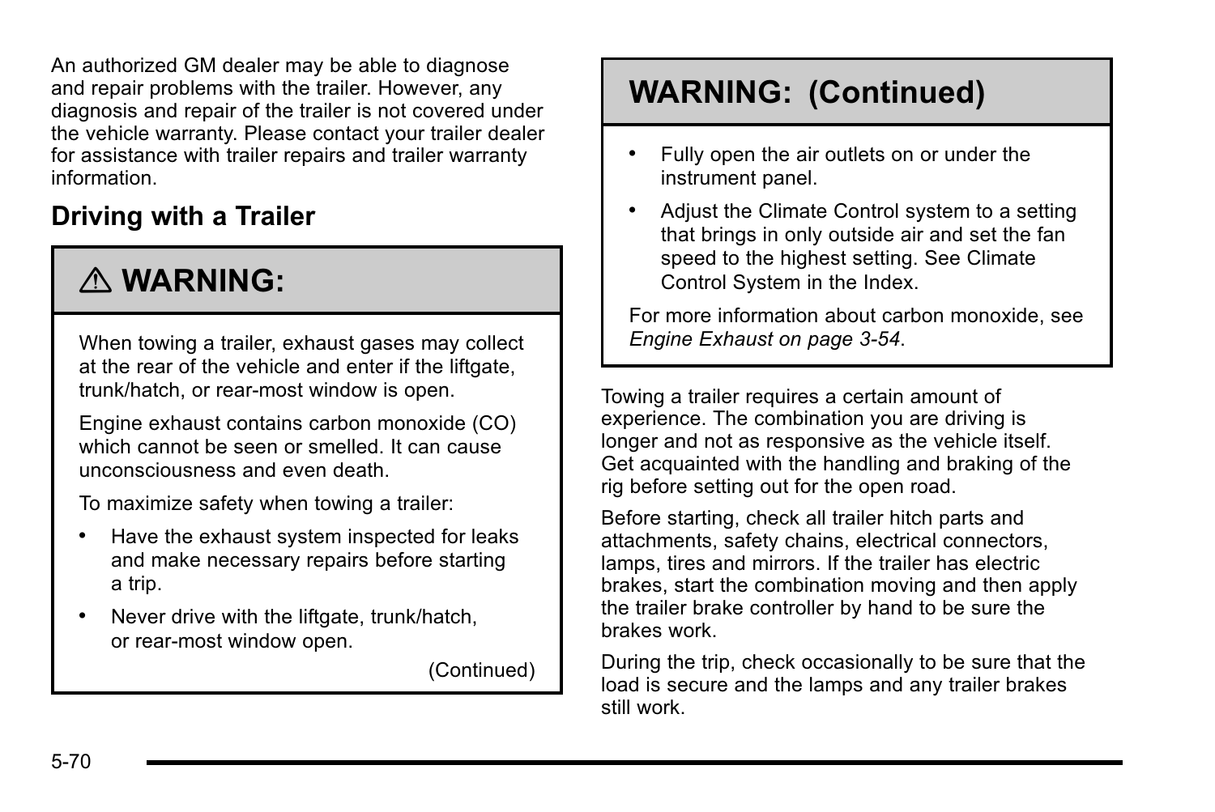An authorized GM dealer may be able to diagnose and repair problems with the trailer. However, any diagnosis and repair of the trailer is not covered under the vehicle warranty. Please contact your trailer dealer for assistance with trailer repairs and trailer warranty information.

## Driving with a Trailer

**⚠ WARNING:**

When towing a trailer, exhaust gases may collect at the rear of the vehicle and enter if the liftgate, trunk/hatch, or rear-most window is open.

Engine exhaust contains carbon monoxide (CO) which cannot be seen or smelled. It can cause unconsciousness and even death.

To maximize safety when towing a trailer:

- Have the exhaust system inspected for leaks and make necessary repairs before starting a trip.
- Never drive with the liftgate, trunk/hatch, or rear-most window open.
- Fully open the air outlets on or under the instrument panel.
- Adjust the Climate Control system to a setting that brings in only outside air and set the fan speed to the highest setting. See Climate Control System in the Index.

For more information about carbon monoxide, see *Engine Exhaust on page 3-54*.

Towing a trailer requires a certain amount of experience. The combination you are driving is longer and not as responsive as the vehicle itself. Get acquainted with the handling and braking of the rig before setting out for the open road.

Before starting, check all trailer hitch parts and attachments, safety chains, electrical connectors, lamps, tires and mirrors. If the trailer has electric brakes, start the combination moving and then apply the trailer brake controller by hand to be sure the brakes work.

During the trip, check occasionally to be sure that the load is secure and the lamps and any trailer brakes still work.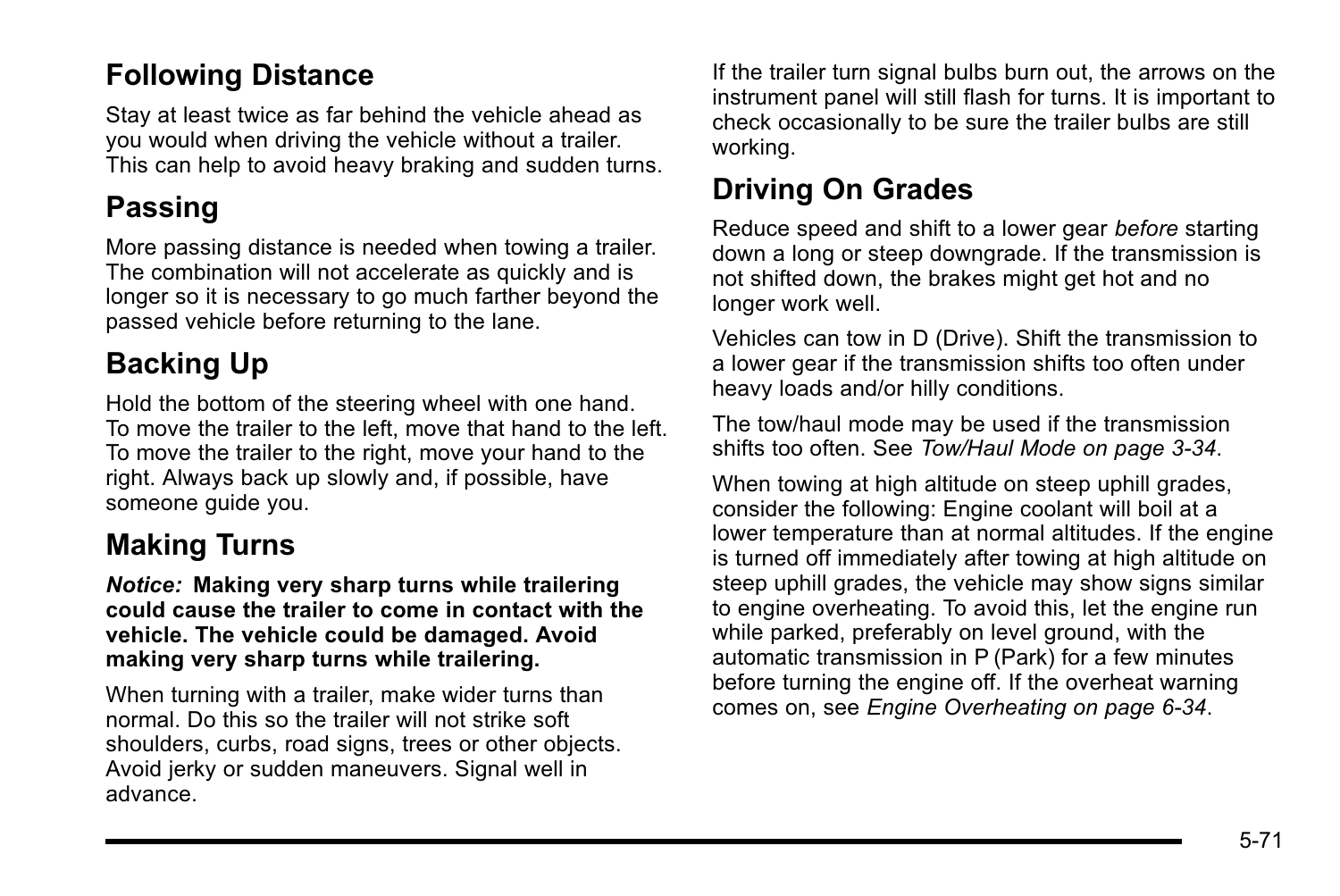## Following Distance

Stay at least twice as far behind the vehicle ahead as you would when driving the vehicle without a trailer. This can help to avoid heavy braking and sudden turns.

## Passing

More passing distance is needed when towing a trailer. The combination will not accelerate as quickly and is longer so it is necessary to go much farther beyond the passed vehicle before returning to the lane.

## Backing Up

Hold the bottom of the steering wheel with one hand. To move the trailer to the left, move that hand to the left. To move the trailer to the right, move your hand to the right. Always back up slowly and, if possible, have someone guide you.

## Making Turns

***Notice:*** **Making very sharp turns while trailering could cause the trailer to come in contact with the vehicle. The vehicle could be damaged. Avoid making very sharp turns while trailering.**

When turning with a trailer, make wider turns than normal. Do this so the trailer will not strike soft shoulders, curbs, road signs, trees or other objects. Avoid jerky or sudden maneuvers. Signal well in advance.

If the trailer turn signal bulbs burn out, the arrows on the instrument panel will still flash for turns. It is important to check occasionally to be sure the trailer bulbs are still working.

## Driving On Grades

Reduce speed and shift to a lower gear *before* starting down a long or steep downgrade. If the transmission is not shifted down, the brakes might get hot and no longer work well.

Vehicles can tow in D (Drive). Shift the transmission to a lower gear if the transmission shifts too often under heavy loads and/or hilly conditions.

The tow/haul mode may be used if the transmission shifts too often. See *Tow/Haul Mode on page 3-34*.

When towing at high altitude on steep uphill grades, consider the following: Engine coolant will boil at a lower temperature than at normal altitudes. If the engine is turned off immediately after towing at high altitude on steep uphill grades, the vehicle may show signs similar to engine overheating. To avoid this, let the engine run while parked, preferably on level ground, with the automatic transmission in P (Park) for a few minutes before turning the engine off. If the overheat warning comes on, see *Engine Overheating on page 6-34*.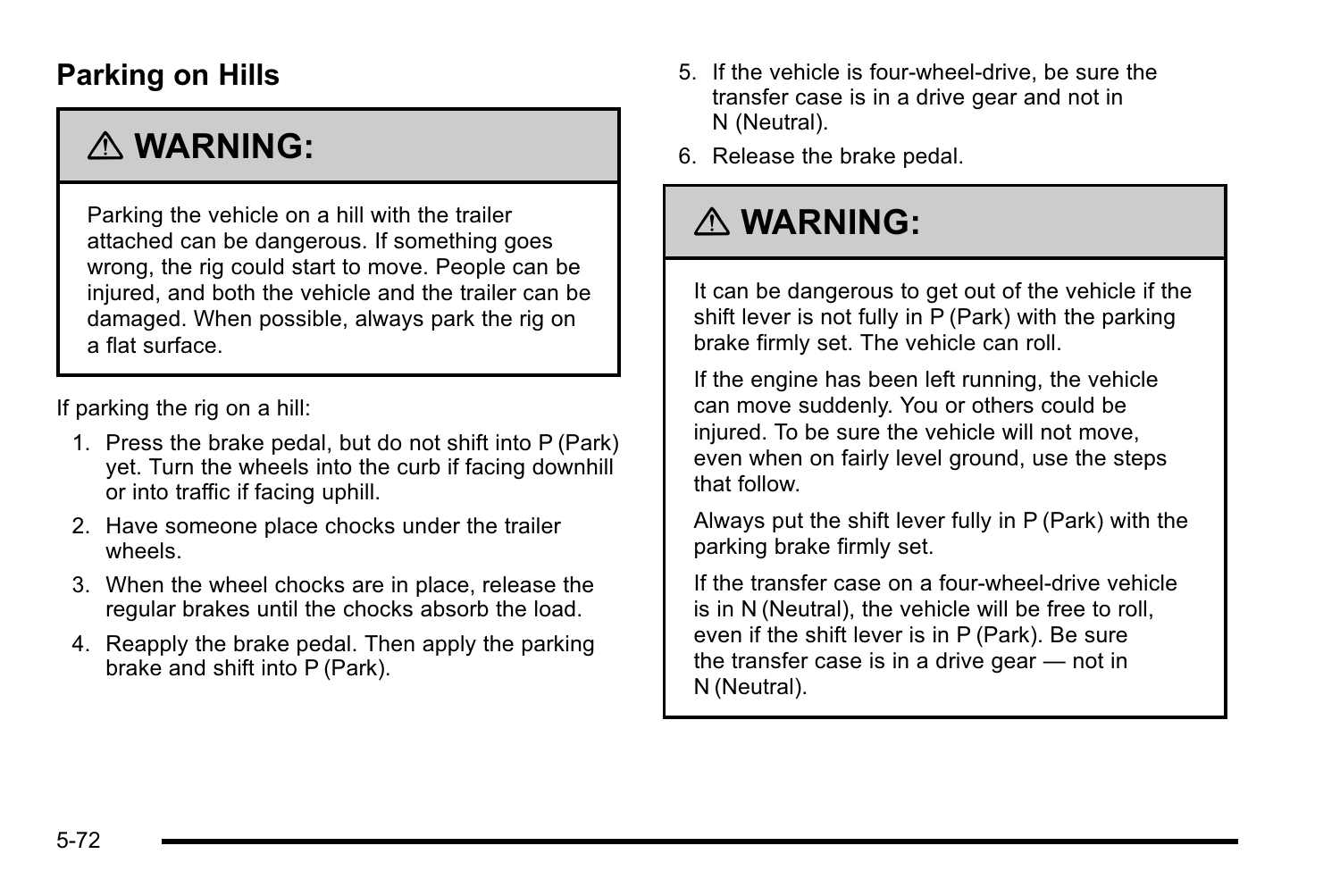## Parking on Hills

> **⚠ WARNING:**
>
> Parking the vehicle on a hill with the trailer attached can be dangerous. If something goes wrong, the rig could start to move. People can be injured, and both the vehicle and the trailer can be damaged. When possible, always park the rig on a flat surface.

If parking the rig on a hill:

1. Press the brake pedal, but do not shift into P (Park) yet. Turn the wheels into the curb if facing downhill or into traffic if facing uphill.
2. Have someone place chocks under the trailer wheels.
3. When the wheel chocks are in place, release the regular brakes until the chocks absorb the load.
4. Reapply the brake pedal. Then apply the parking brake and shift into P (Park).
5. If the vehicle is four-wheel-drive, be sure the transfer case is in a drive gear and not in N (Neutral).
6. Release the brake pedal.

> **⚠ WARNING:**
>
> It can be dangerous to get out of the vehicle if the shift lever is not fully in P (Park) with the parking brake firmly set. The vehicle can roll.
>
> If the engine has been left running, the vehicle can move suddenly. You or others could be injured. To be sure the vehicle will not move, even when on fairly level ground, use the steps that follow.
>
> Always put the shift lever fully in P (Park) with the parking brake firmly set.
>
> If the transfer case on a four-wheel-drive vehicle is in N (Neutral), the vehicle will be free to roll, even if the shift lever is in P (Park). Be sure the transfer case is in a drive gear — not in N (Neutral).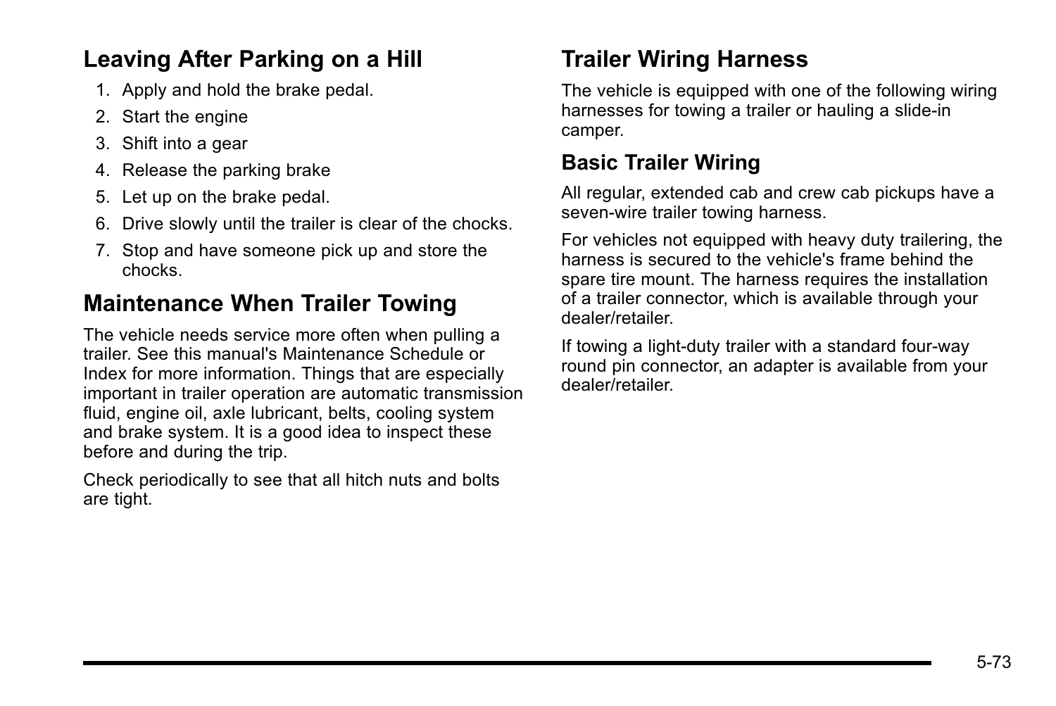## Leaving After Parking on a Hill

1. Apply and hold the brake pedal.
2. Start the engine
3. Shift into a gear
4. Release the parking brake
5. Let up on the brake pedal.
6. Drive slowly until the trailer is clear of the chocks.
7. Stop and have someone pick up and store the chocks.

## Maintenance When Trailer Towing

The vehicle needs service more often when pulling a trailer. See this manual's Maintenance Schedule or Index for more information. Things that are especially important in trailer operation are automatic transmission fluid, engine oil, axle lubricant, belts, cooling system and brake system. It is a good idea to inspect these before and during the trip.

Check periodically to see that all hitch nuts and bolts are tight.

## Trailer Wiring Harness

The vehicle is equipped with one of the following wiring harnesses for towing a trailer or hauling a slide-in camper.

### Basic Trailer Wiring

All regular, extended cab and crew cab pickups have a seven-wire trailer towing harness.

For vehicles not equipped with heavy duty trailering, the harness is secured to the vehicle's frame behind the spare tire mount. The harness requires the installation of a trailer connector, which is available through your dealer/retailer.

If towing a light-duty trailer with a standard four-way round pin connector, an adapter is available from your dealer/retailer.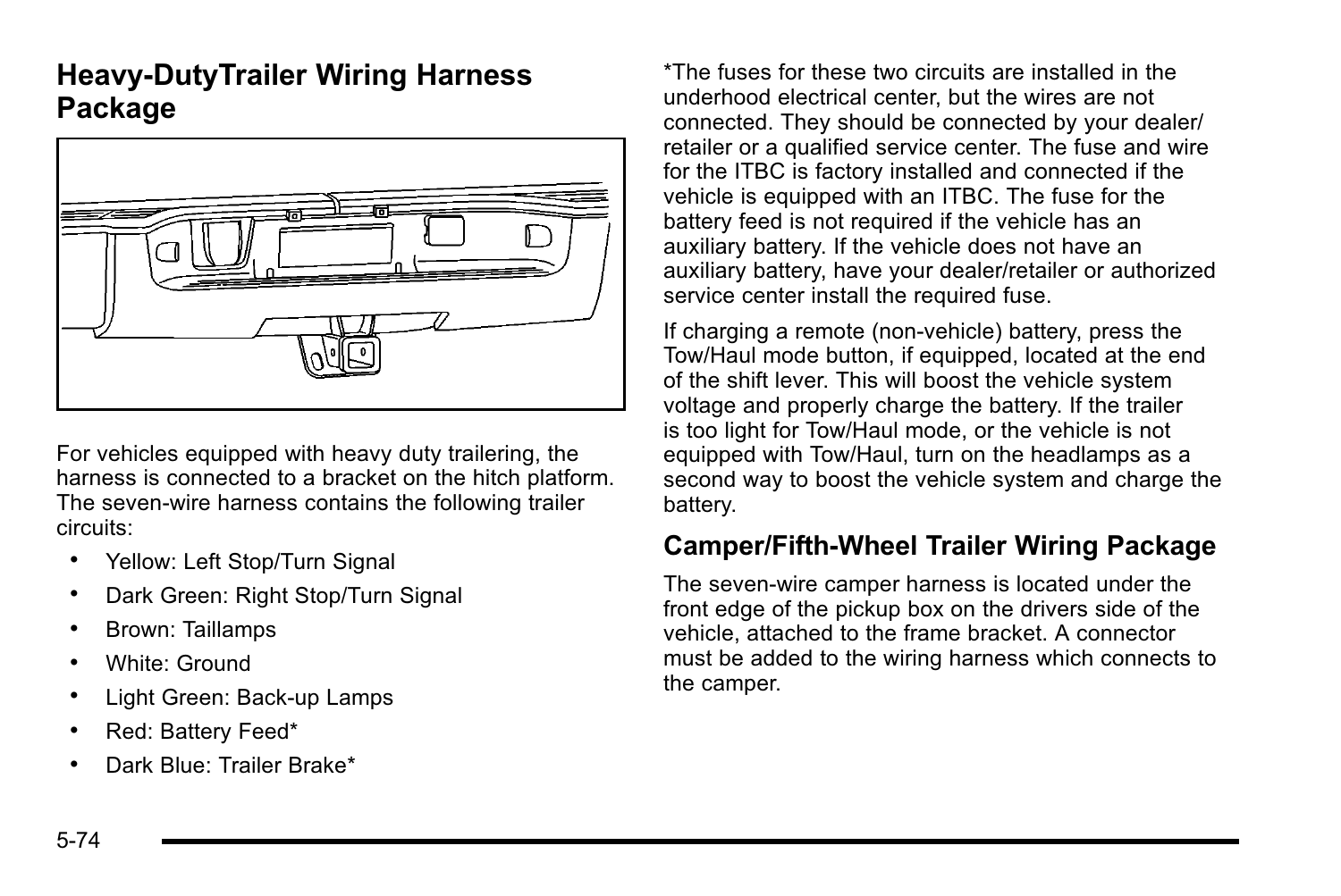## Heavy-DutyTrailer Wiring Harness Package

For vehicles equipped with heavy duty trailering, the harness is connected to a bracket on the hitch platform. The seven-wire harness contains the following trailer circuits:

- Yellow: Left Stop/Turn Signal
- Dark Green: Right Stop/Turn Signal
- Brown: Taillamps
- White: Ground
- Light Green: Back-up Lamps
- Red: Battery Feed*
- Dark Blue: Trailer Brake*

*The fuses for these two circuits are installed in the underhood electrical center, but the wires are not connected. They should be connected by your dealer/retailer or a qualified service center. The fuse and wire for the ITBC is factory installed and connected if the vehicle is equipped with an ITBC. The fuse for the battery feed is not required if the vehicle has an auxiliary battery. If the vehicle does not have an auxiliary battery, have your dealer/retailer or authorized service center install the required fuse.

If charging a remote (non-vehicle) battery, press the Tow/Haul mode button, if equipped, located at the end of the shift lever. This will boost the vehicle system voltage and properly charge the battery. If the trailer is too light for Tow/Haul mode, or the vehicle is not equipped with Tow/Haul, turn on the headlamps as a second way to boost the vehicle system and charge the battery.

### Camper/Fifth-Wheel Trailer Wiring Package

The seven-wire camper harness is located under the front edge of the pickup box on the drivers side of the vehicle, attached to the frame bracket. A connector must be added to the wiring harness which connects to the camper.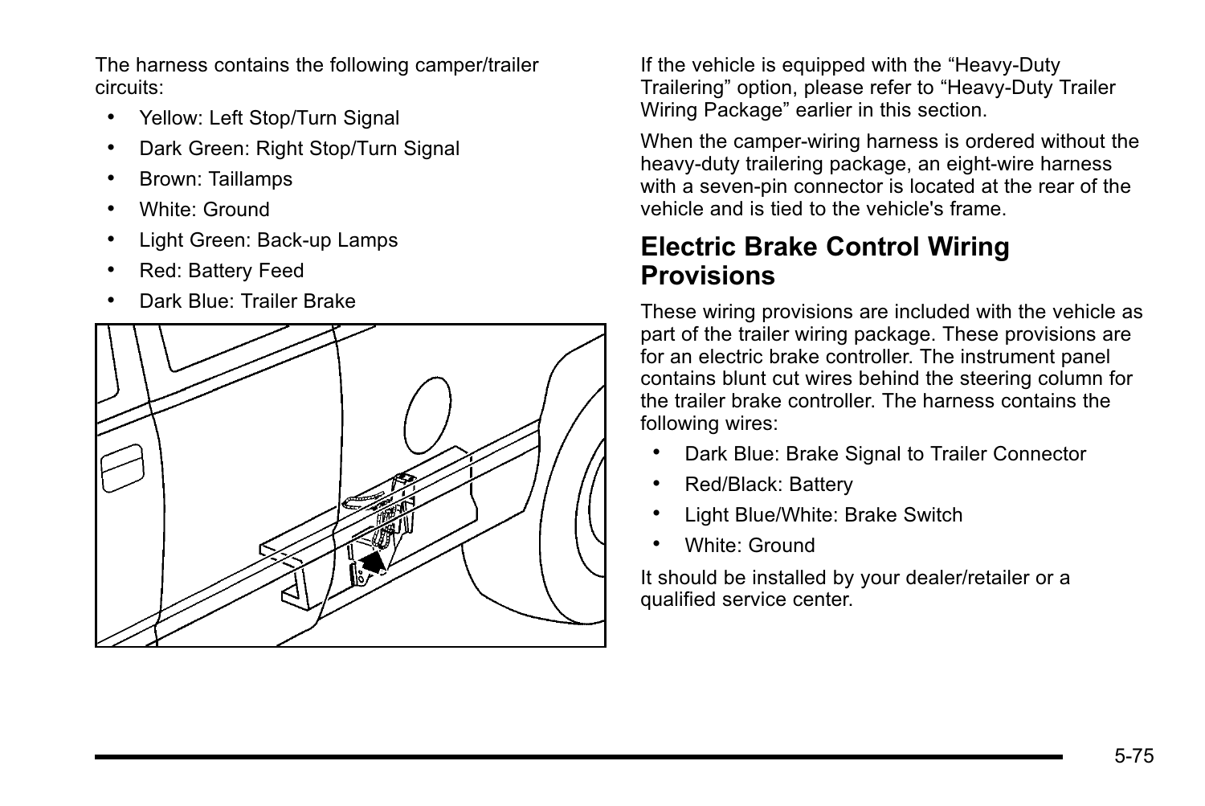The harness contains the following camper/trailer circuits:

- Yellow: Left Stop/Turn Signal
- Dark Green: Right Stop/Turn Signal
- Brown: Taillamps
- White: Ground
- Light Green: Back-up Lamps
- Red: Battery Feed
- Dark Blue: Trailer Brake

If the vehicle is equipped with the “Heavy-Duty Trailering” option, please refer to “Heavy-Duty Trailer Wiring Package” earlier in this section.

When the camper-wiring harness is ordered without the heavy-duty trailering package, an eight-wire harness with a seven-pin connector is located at the rear of the vehicle and is tied to the vehicle's frame.

## Electric Brake Control Wiring Provisions

These wiring provisions are included with the vehicle as part of the trailer wiring package. These provisions are for an electric brake controller. The instrument panel contains blunt cut wires behind the steering column for the trailer brake controller. The harness contains the following wires:

- Dark Blue: Brake Signal to Trailer Connector
- Red/Black: Battery
- Light Blue/White: Brake Switch
- White: Ground

It should be installed by your dealer/retailer or a qualified service center.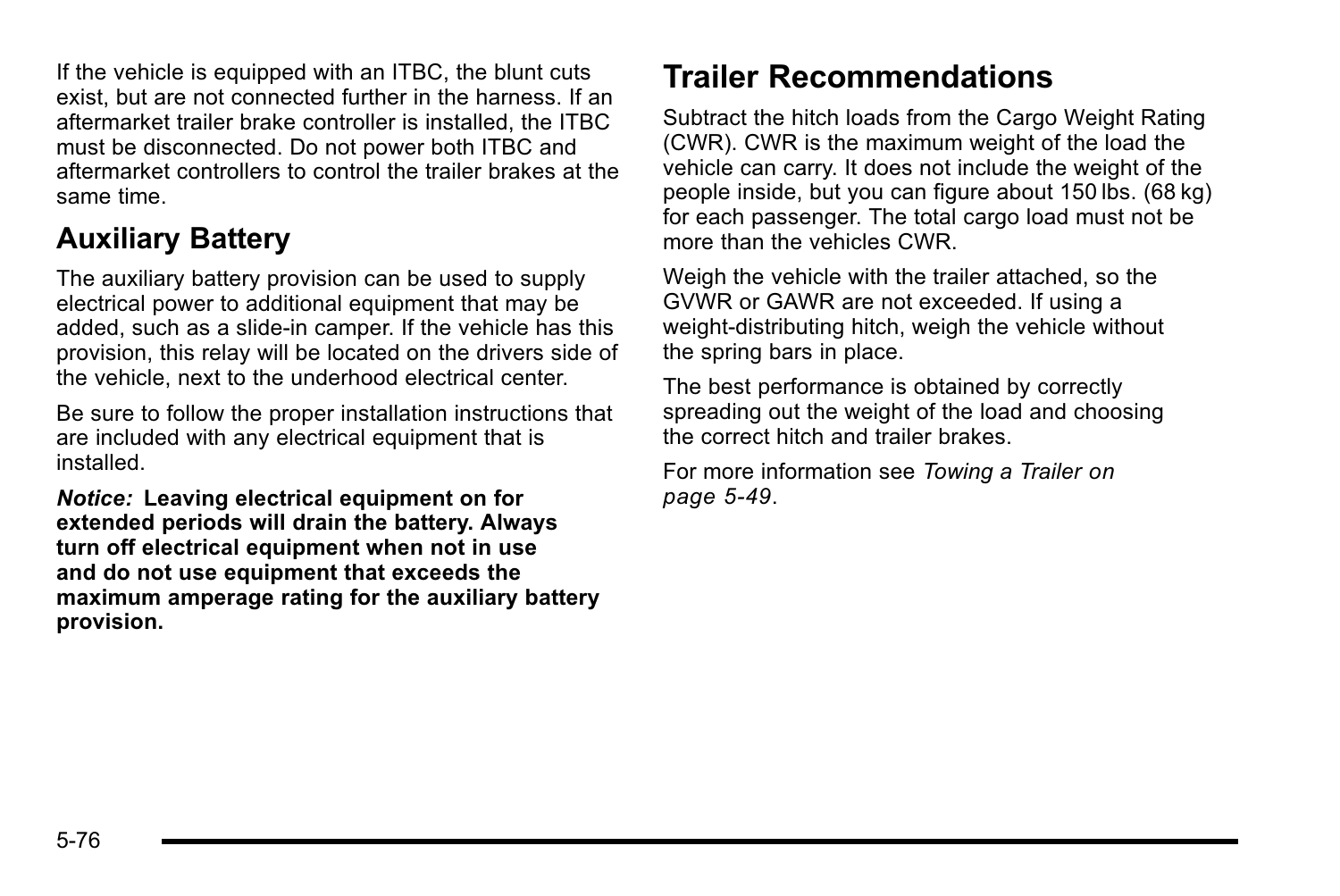If the vehicle is equipped with an ITBC, the blunt cuts exist, but are not connected further in the harness. If an aftermarket trailer brake controller is installed, the ITBC must be disconnected. Do not power both ITBC and aftermarket controllers to control the trailer brakes at the same time.

## Auxiliary Battery

The auxiliary battery provision can be used to supply electrical power to additional equipment that may be added, such as a slide-in camper. If the vehicle has this provision, this relay will be located on the drivers side of the vehicle, next to the underhood electrical center.

Be sure to follow the proper installation instructions that are included with any electrical equipment that is installed.

***Notice:*** **Leaving electrical equipment on for extended periods will drain the battery. Always turn off electrical equipment when not in use and do not use equipment that exceeds the maximum amperage rating for the auxiliary battery provision.**

## Trailer Recommendations

Subtract the hitch loads from the Cargo Weight Rating (CWR). CWR is the maximum weight of the load the vehicle can carry. It does not include the weight of the people inside, but you can figure about 150 lbs. (68 kg) for each passenger. The total cargo load must not be more than the vehicles CWR.

Weigh the vehicle with the trailer attached, so the GVWR or GAWR are not exceeded. If using a weight-distributing hitch, weigh the vehicle without the spring bars in place.

The best performance is obtained by correctly spreading out the weight of the load and choosing the correct hitch and trailer brakes.

For more information see *Towing a Trailer on page 5-49*.